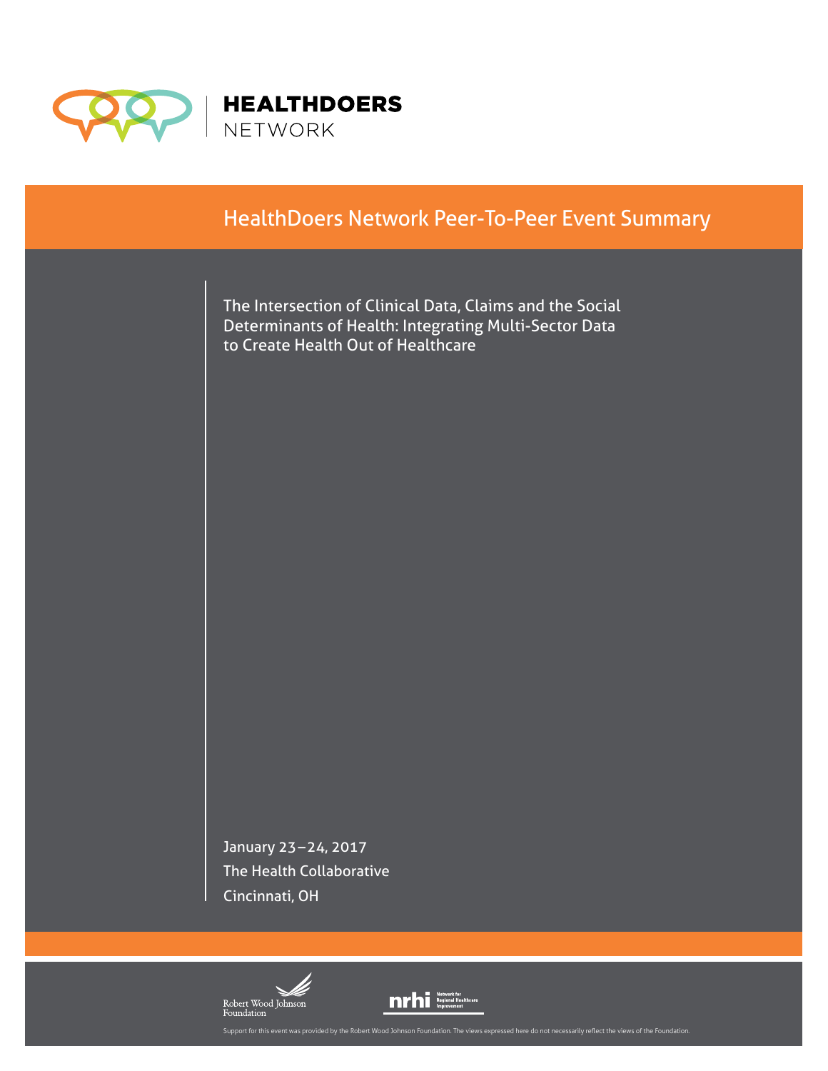**HEALTHDOERS**
NETWORK

# HealthDoers Network Peer-To-Peer Event Summary

## The Intersection of Clinical Data, Claims and the Social Determinants of Health: Integrating Multi-Sector Data to Create Health Out of Healthcare

January 23–24, 2017
The Health Collaborative
Cincinnati, OH

Robert Wood Johnson Foundation

nrhi Network for Regional Healthcare Improvement

Support for this event was provided by the Robert Wood Johnson Foundation. The views expressed here do not necessarily reflect the views of the Foundation.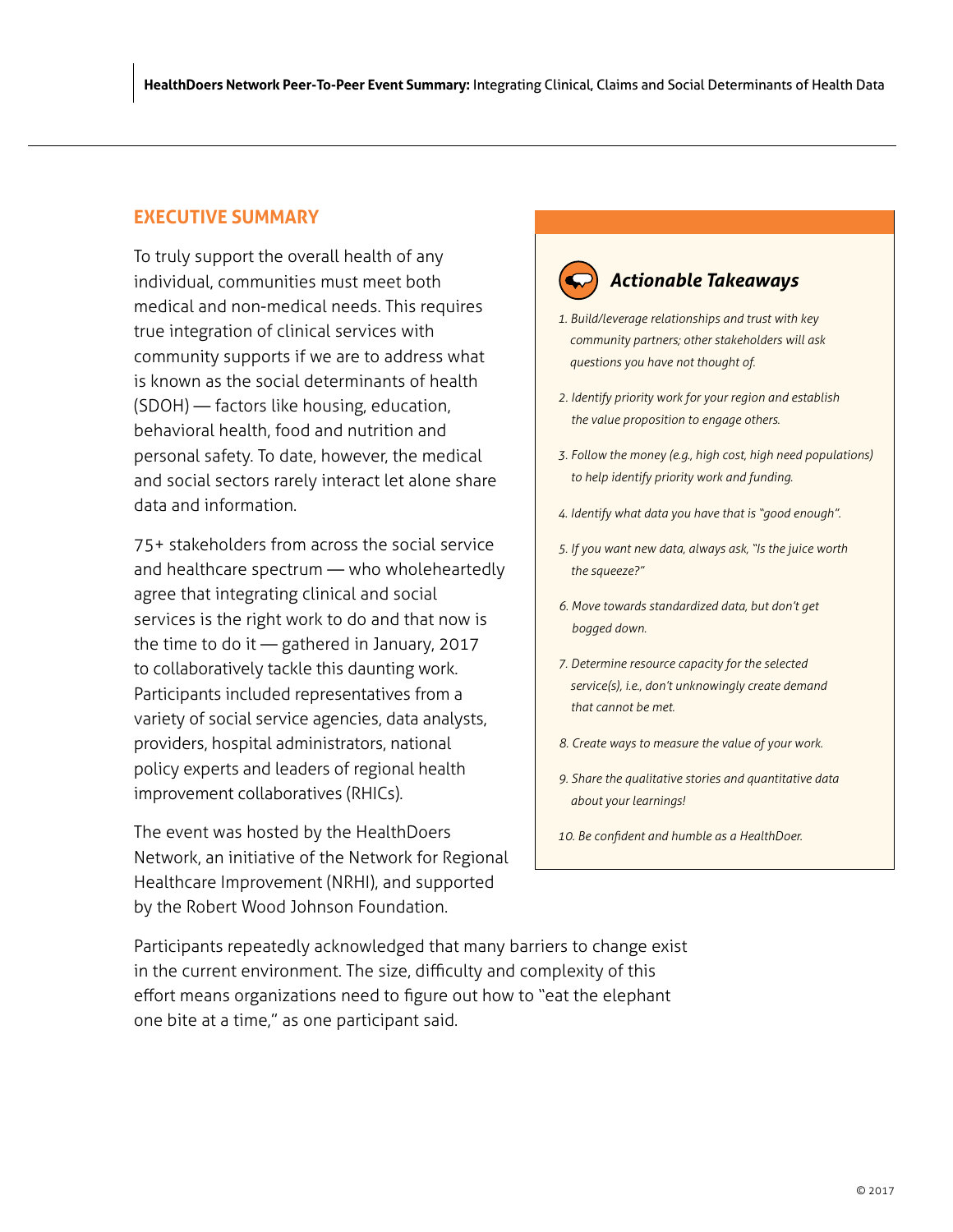## EXECUTIVE SUMMARY

To truly support the overall health of any individual, communities must meet both medical and non-medical needs. This requires true integration of clinical services with community supports if we are to address what is known as the social determinants of health (SDOH) — factors like housing, education, behavioral health, food and nutrition and personal safety. To date, however, the medical and social sectors rarely interact let alone share data and information.

75+ stakeholders from across the social service and healthcare spectrum — who wholeheartedly agree that integrating clinical and social services is the right work to do and that now is the time to do it — gathered in January, 2017 to collaboratively tackle this daunting work. Participants included representatives from a variety of social service agencies, data analysts, providers, hospital administrators, national policy experts and leaders of regional health improvement collaboratives (RHICs).

The event was hosted by the HealthDoers Network, an initiative of the Network for Regional Healthcare Improvement (NRHI), and supported by the Robert Wood Johnson Foundation.

Participants repeatedly acknowledged that many barriers to change exist in the current environment. The size, difficulty and complexity of this effort means organizations need to figure out how to "eat the elephant one bite at a time," as one participant said.

### *Actionable Takeaways*

1. *Build/leverage relationships and trust with key community partners; other stakeholders will ask questions you have not thought of.*
2. *Identify priority work for your region and establish the value proposition to engage others.*
3. *Follow the money (e.g., high cost, high need populations) to help identify priority work and funding.*
4. *Identify what data you have that is "good enough".*
5. *If you want new data, always ask, "Is the juice worth the squeeze?"*
6. *Move towards standardized data, but don't get bogged down.*
7. *Determine resource capacity for the selected service(s), i.e., don't unknowingly create demand that cannot be met.*
8. *Create ways to measure the value of your work.*
9. *Share the qualitative stories and quantitative data about your learnings!*
10. *Be confident and humble as a HealthDoer.*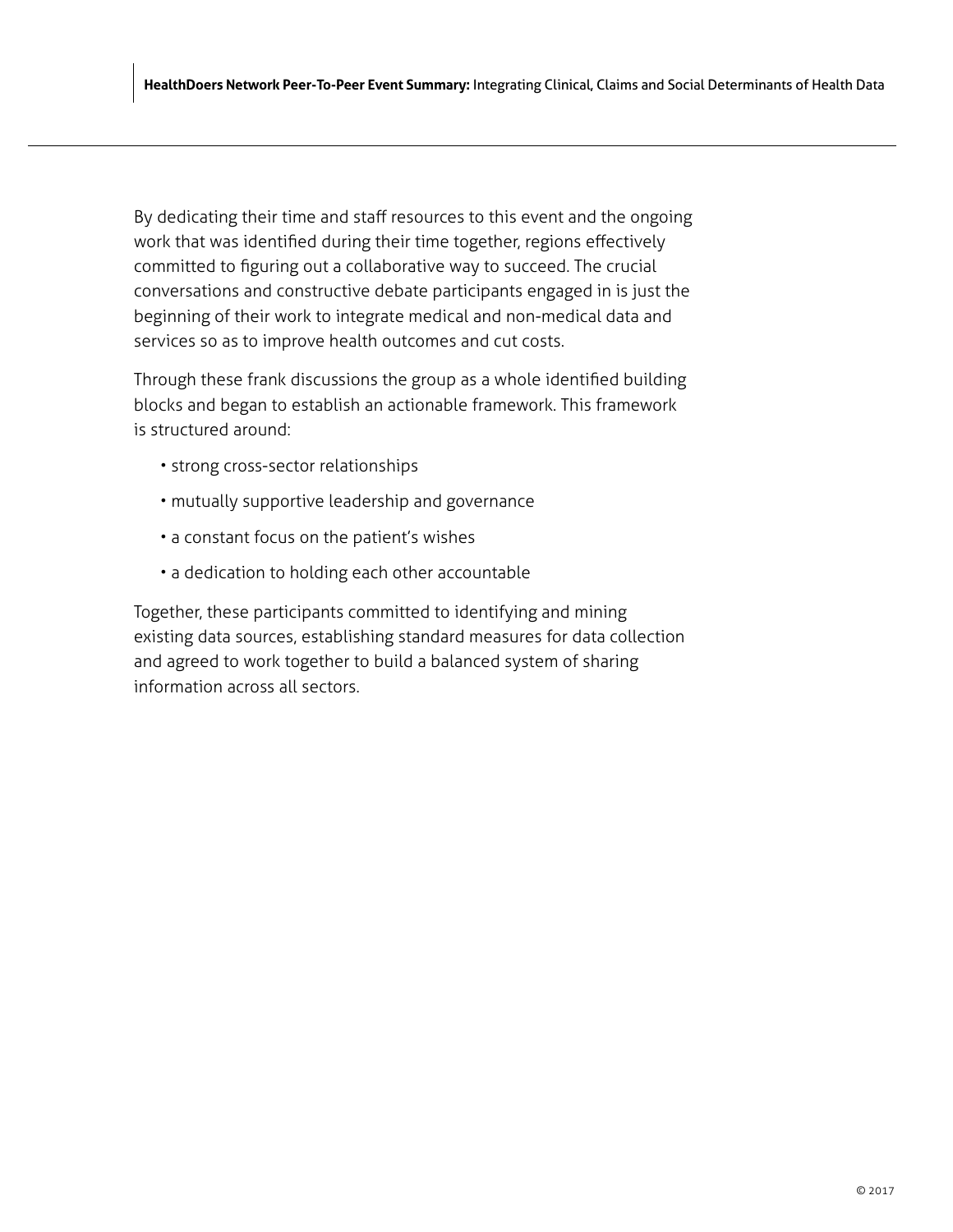By dedicating their time and staff resources to this event and the ongoing work that was identified during their time together, regions effectively committed to figuring out a collaborative way to succeed. The crucial conversations and constructive debate participants engaged in is just the beginning of their work to integrate medical and non-medical data and services so as to improve health outcomes and cut costs.

Through these frank discussions the group as a whole identified building blocks and began to establish an actionable framework. This framework is structured around:

- strong cross-sector relationships
- mutually supportive leadership and governance
- a constant focus on the patient's wishes
- a dedication to holding each other accountable

Together, these participants committed to identifying and mining existing data sources, establishing standard measures for data collection and agreed to work together to build a balanced system of sharing information across all sectors.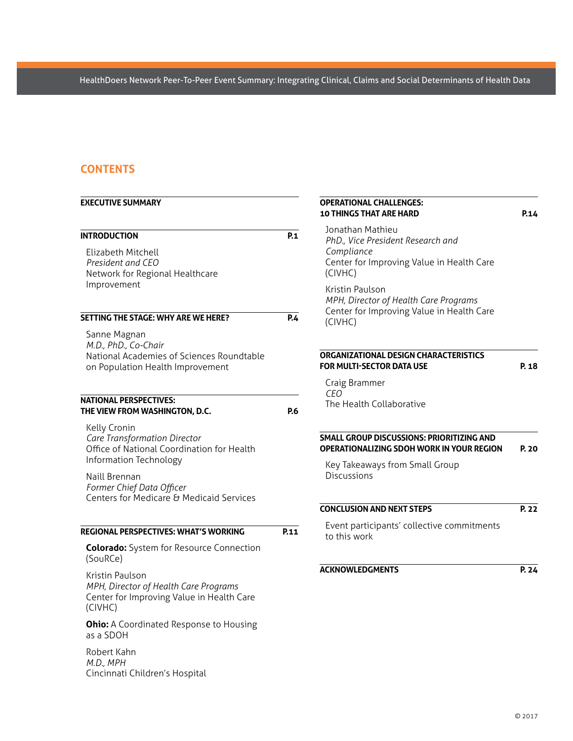## CONTENTS

**EXECUTIVE SUMMARY**

**INTRODUCTION** — P.1

Elizabeth Mitchell
*President and CEO*
Network for Regional Healthcare Improvement

**SETTING THE STAGE: WHY ARE WE HERE?** — P.4

Sanne Magnan
*M.D., PhD., Co-Chair*
National Academies of Sciences Roundtable on Population Health Improvement

**NATIONAL PERSPECTIVES: THE VIEW FROM WASHINGTON, D.C.** — P.6

Kelly Cronin
*Care Transformation Director*
Office of National Coordination for Health Information Technology

Naill Brennan
*Former Chief Data Officer*
Centers for Medicare & Medicaid Services

**REGIONAL PERSPECTIVES: WHAT'S WORKING** — P.11

**Colorado:** System for Resource Connection (SouRCe)

Kristin Paulson
*MPH, Director of Health Care Programs*
Center for Improving Value in Health Care (CIVHC)

**Ohio:** A Coordinated Response to Housing as a SDOH

Robert Kahn
*M.D., MPH*
Cincinnati Children's Hospital

**OPERATIONAL CHALLENGES: 10 THINGS THAT ARE HARD** — P.14

Jonathan Mathieu
*PhD., Vice President Research and Compliance*
Center for Improving Value in Health Care (CIVHC)

Kristin Paulson
*MPH, Director of Health Care Programs*
Center for Improving Value in Health Care (CIVHC)

**ORGANIZATIONAL DESIGN CHARACTERISTICS FOR MULTI-SECTOR DATA USE** — P. 18

Craig Brammer
*CEO*
The Health Collaborative

**SMALL GROUP DISCUSSIONS: PRIORITIZING AND OPERATIONALIZING SDOH WORK IN YOUR REGION** — P. 20

Key Takeaways from Small Group Discussions

**CONCLUSION AND NEXT STEPS** — P. 22

Event participants' collective commitments to this work

**ACKNOWLEDGMENTS** — P. 24

© 2017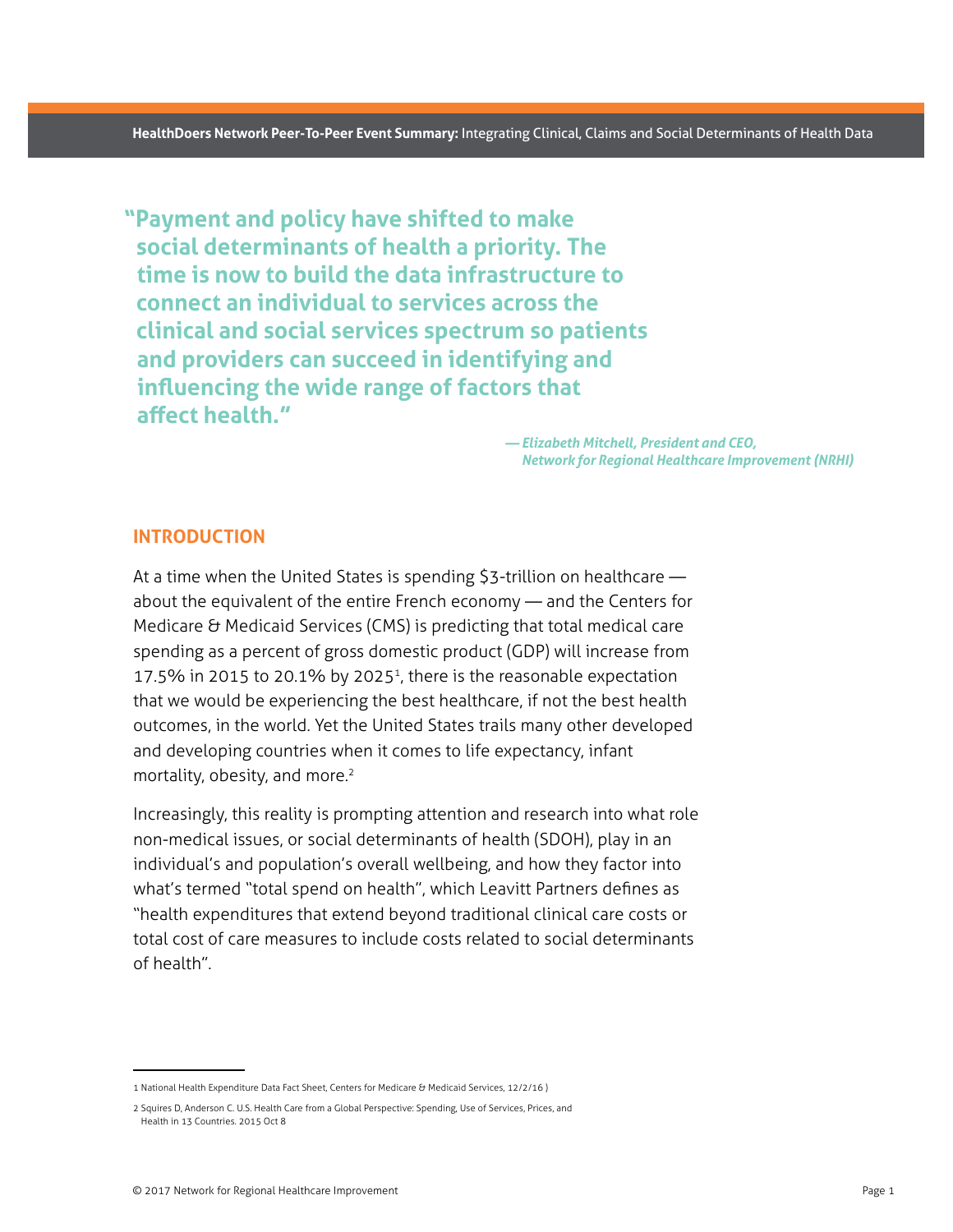> **"Payment and policy have shifted to make social determinants of health a priority. The time is now to build the data infrastructure to connect an individual to services across the clinical and social services spectrum so patients and providers can succeed in identifying and influencing the wide range of factors that affect health."**
>
> ***— Elizabeth Mitchell, President and CEO, Network for Regional Healthcare Improvement (NRHI)***

## INTRODUCTION

At a time when the United States is spending $3-trillion on healthcare — about the equivalent of the entire French economy — and the Centers for Medicare & Medicaid Services (CMS) is predicting that total medical care spending as a percent of gross domestic product (GDP) will increase from 17.5% in 2015 to 20.1% by 2025[1], there is the reasonable expectation that we would be experiencing the best healthcare, if not the best health outcomes, in the world. Yet the United States trails many other developed and developing countries when it comes to life expectancy, infant mortality, obesity, and more.[2]

Increasingly, this reality is prompting attention and research into what role non-medical issues, or social determinants of health (SDOH), play in an individual's and population's overall wellbeing, and how they factor into what's termed "total spend on health", which Leavitt Partners defines as "health expenditures that extend beyond traditional clinical care costs or total cost of care measures to include costs related to social determinants of health".

---

1 National Health Expenditure Data Fact Sheet, Centers for Medicare & Medicaid Services, 12/2/16 )

2 Squires D, Anderson C. U.S. Health Care from a Global Perspective: Spending, Use of Services, Prices, and Health in 13 Countries. 2015 Oct 8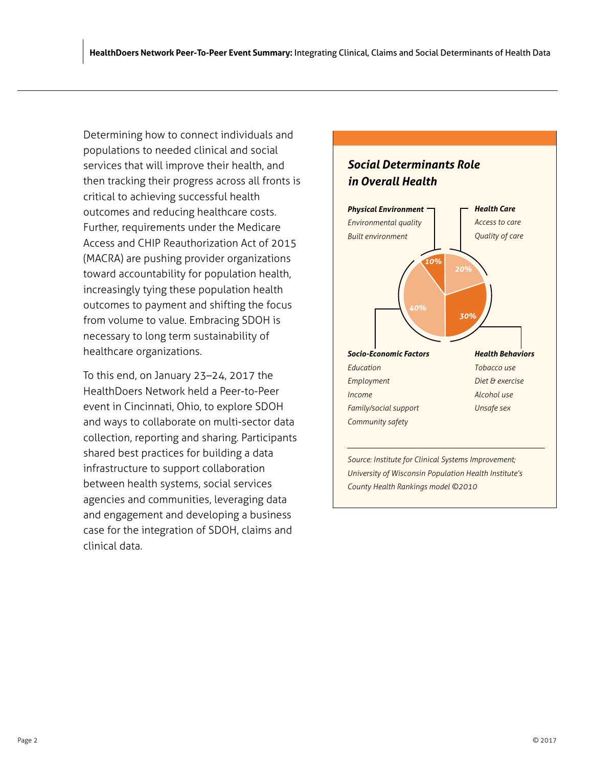Determining how to connect individuals and populations to needed clinical and social services that will improve their health, and then tracking their progress across all fronts is critical to achieving successful health outcomes and reducing healthcare costs. Further, requirements under the Medicare Access and CHIP Reauthorization Act of 2015 (MACRA) are pushing provider organizations toward accountability for population health, increasingly tying these population health outcomes to payment and shifting the focus from volume to value. Embracing SDOH is necessary to long term sustainability of healthcare organizations.

To this end, on January 23–24, 2017 the HealthDoers Network held a Peer-to-Peer event in Cincinnati, Ohio, to explore SDOH and ways to collaborate on multi-sector data collection, reporting and sharing. Participants shared best practices for building a data infrastructure to support collaboration between health systems, social services agencies and communities, leveraging data and engagement and developing a business case for the integration of SDOH, claims and clinical data.

### *Social Determinants Role in Overall Health*

***Physical Environment*** — 10%
*Environmental quality*
*Built environment*

***Health Care*** — 20%
*Access to care*
*Quality of care*

***Socio-Economic Factors*** — 40%
*Education*
*Employment*
*Income*
*Family/social support*
*Community safety*

***Health Behaviors*** — 30%
*Tobacco use*
*Diet & exercise*
*Alcohol use*
*Unsafe sex*

*Source: Institute for Clinical Systems Improvement; University of Wisconsin Population Health Institute's County Health Rankings model ©2010*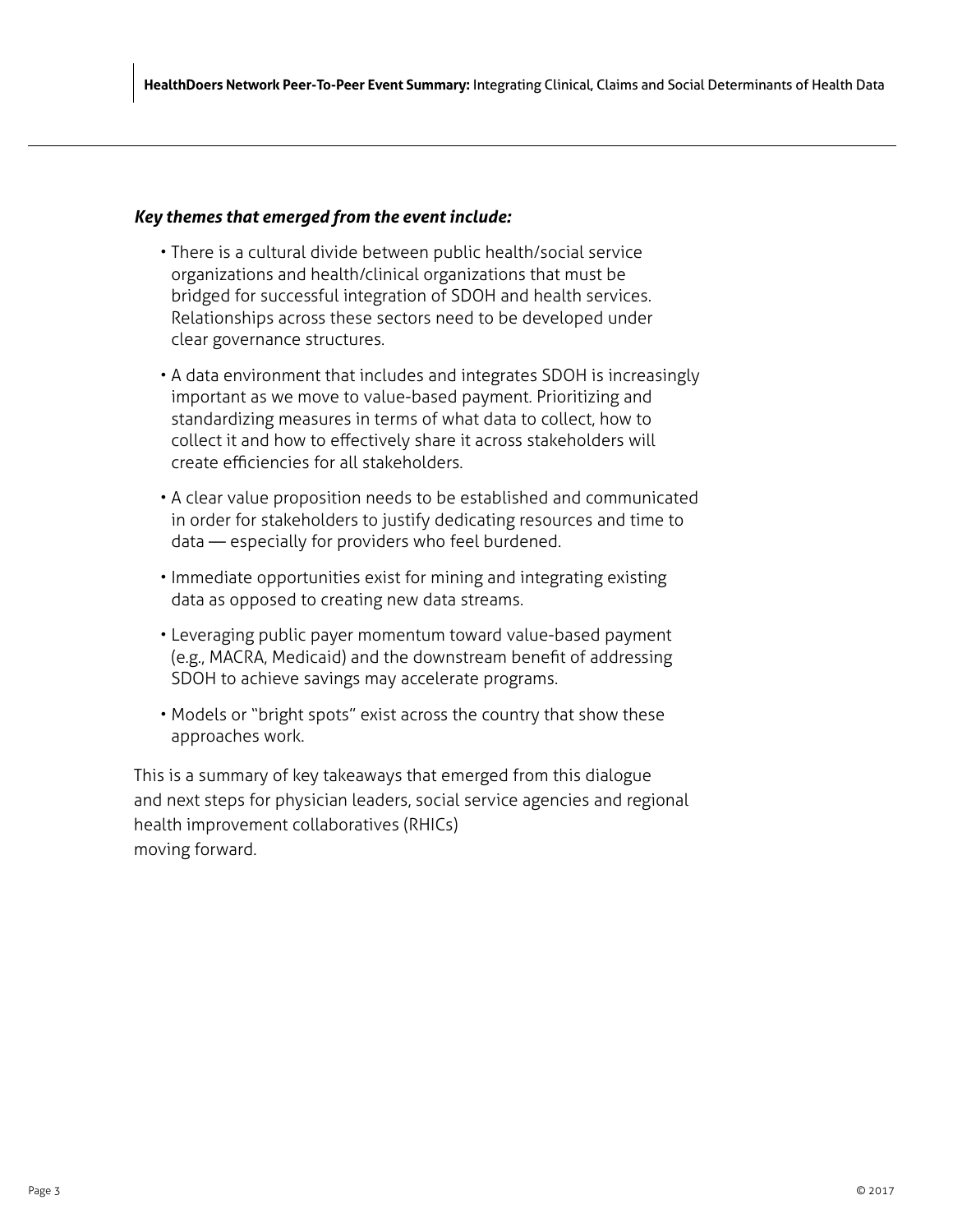***Key themes that emerged from the event include:***

- There is a cultural divide between public health/social service organizations and health/clinical organizations that must be bridged for successful integration of SDOH and health services. Relationships across these sectors need to be developed under clear governance structures.
- A data environment that includes and integrates SDOH is increasingly important as we move to value-based payment. Prioritizing and standardizing measures in terms of what data to collect, how to collect it and how to effectively share it across stakeholders will create efficiencies for all stakeholders.
- A clear value proposition needs to be established and communicated in order for stakeholders to justify dedicating resources and time to data — especially for providers who feel burdened.
- Immediate opportunities exist for mining and integrating existing data as opposed to creating new data streams.
- Leveraging public payer momentum toward value-based payment (e.g., MACRA, Medicaid) and the downstream benefit of addressing SDOH to achieve savings may accelerate programs.
- Models or "bright spots" exist across the country that show these approaches work.

This is a summary of key takeaways that emerged from this dialogue and next steps for physician leaders, social service agencies and regional health improvement collaboratives (RHICs) moving forward.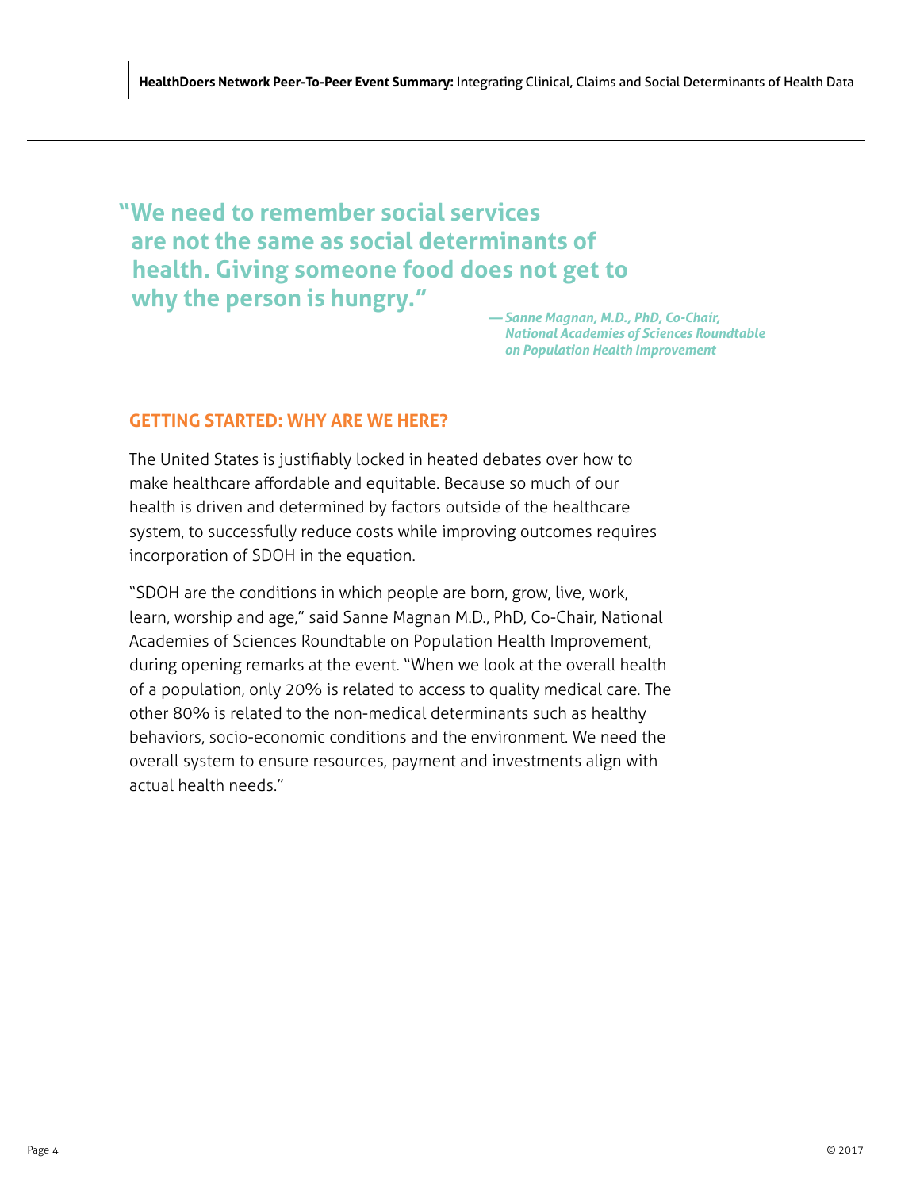> **"We need to remember social services are not the same as social determinants of health. Giving someone food does not get to why the person is hungry."**
>
> *— Sanne Magnan, M.D., PhD, Co-Chair, National Academies of Sciences Roundtable on Population Health Improvement*

## GETTING STARTED: WHY ARE WE HERE?

The United States is justifiably locked in heated debates over how to make healthcare affordable and equitable. Because so much of our health is driven and determined by factors outside of the healthcare system, to successfully reduce costs while improving outcomes requires incorporation of SDOH in the equation.

"SDOH are the conditions in which people are born, grow, live, work, learn, worship and age," said Sanne Magnan M.D., PhD, Co-Chair, National Academies of Sciences Roundtable on Population Health Improvement, during opening remarks at the event. "When we look at the overall health of a population, only 20% is related to access to quality medical care. The other 80% is related to the non-medical determinants such as healthy behaviors, socio-economic conditions and the environment. We need the overall system to ensure resources, payment and investments align with actual health needs."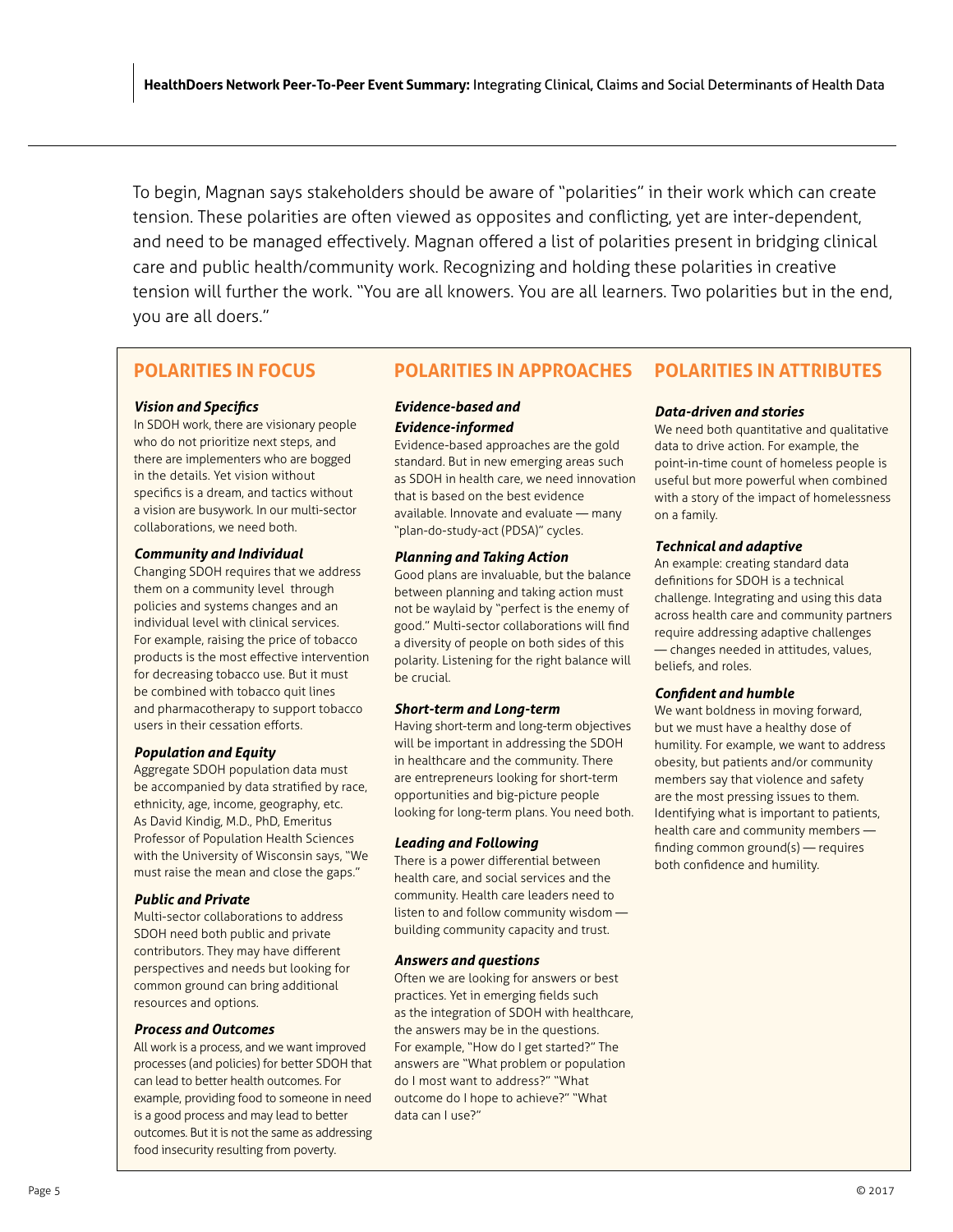To begin, Magnan says stakeholders should be aware of "polarities" in their work which can create tension. These polarities are often viewed as opposites and conflicting, yet are inter-dependent, and need to be managed effectively. Magnan offered a list of polarities present in bridging clinical care and public health/community work. Recognizing and holding these polarities in creative tension will further the work. "You are all knowers. You are all learners. Two polarities but in the end, you are all doers."

## POLARITIES IN FOCUS

***Vision and Specifics***

In SDOH work, there are visionary people who do not prioritize next steps, and there are implementers who are bogged in the details. Yet vision without specifics is a dream, and tactics without a vision are busywork. In our multi-sector collaborations, we need both.

***Community and Individual***

Changing SDOH requires that we address them on a community level through policies and systems changes and an individual level with clinical services. For example, raising the price of tobacco products is the most effective intervention for decreasing tobacco use. But it must be combined with tobacco quit lines and pharmacotherapy to support tobacco users in their cessation efforts.

***Population and Equity***

Aggregate SDOH population data must be accompanied by data stratified by race, ethnicity, age, income, geography, etc. As David Kindig, M.D., PhD, Emeritus Professor of Population Health Sciences with the University of Wisconsin says, "We must raise the mean and close the gaps."

***Public and Private***

Multi-sector collaborations to address SDOH need both public and private contributors. They may have different perspectives and needs but looking for common ground can bring additional resources and options.

***Process and Outcomes***

All work is a process, and we want improved processes (and policies) for better SDOH that can lead to better health outcomes. For example, providing food to someone in need is a good process and may lead to better outcomes. But it is not the same as addressing food insecurity resulting from poverty.

## POLARITIES IN APPROACHES

***Evidence-based and Evidence-informed***

Evidence-based approaches are the gold standard. But in new emerging areas such as SDOH in health care, we need innovation that is based on the best evidence available. Innovate and evaluate — many "plan-do-study-act (PDSA)" cycles.

***Planning and Taking Action***

Good plans are invaluable, but the balance between planning and taking action must not be waylaid by "perfect is the enemy of good." Multi-sector collaborations will find a diversity of people on both sides of this polarity. Listening for the right balance will be crucial.

***Short-term and Long-term***

Having short-term and long-term objectives will be important in addressing the SDOH in healthcare and the community. There are entrepreneurs looking for short-term opportunities and big-picture people looking for long-term plans. You need both.

***Leading and Following***

There is a power differential between health care, and social services and the community. Health care leaders need to listen to and follow community wisdom — building community capacity and trust.

***Answers and questions***

Often we are looking for answers or best practices. Yet in emerging fields such as the integration of SDOH with healthcare, the answers may be in the questions. For example, "How do I get started?" The answers are "What problem or population do I most want to address?" "What outcome do I hope to achieve?" "What data can I use?"

## POLARITIES IN ATTRIBUTES

***Data-driven and stories***

We need both quantitative and qualitative data to drive action. For example, the point-in-time count of homeless people is useful but more powerful when combined with a story of the impact of homelessness on a family.

***Technical and adaptive***

An example: creating standard data definitions for SDOH is a technical challenge. Integrating and using this data across health care and community partners require addressing adaptive challenges — changes needed in attitudes, values, beliefs, and roles.

***Confident and humble***

We want boldness in moving forward, but we must have a healthy dose of humility. For example, we want to address obesity, but patients and/or community members say that violence and safety are the most pressing issues to them. Identifying what is important to patients, health care and community members — finding common ground(s) — requires both confidence and humility.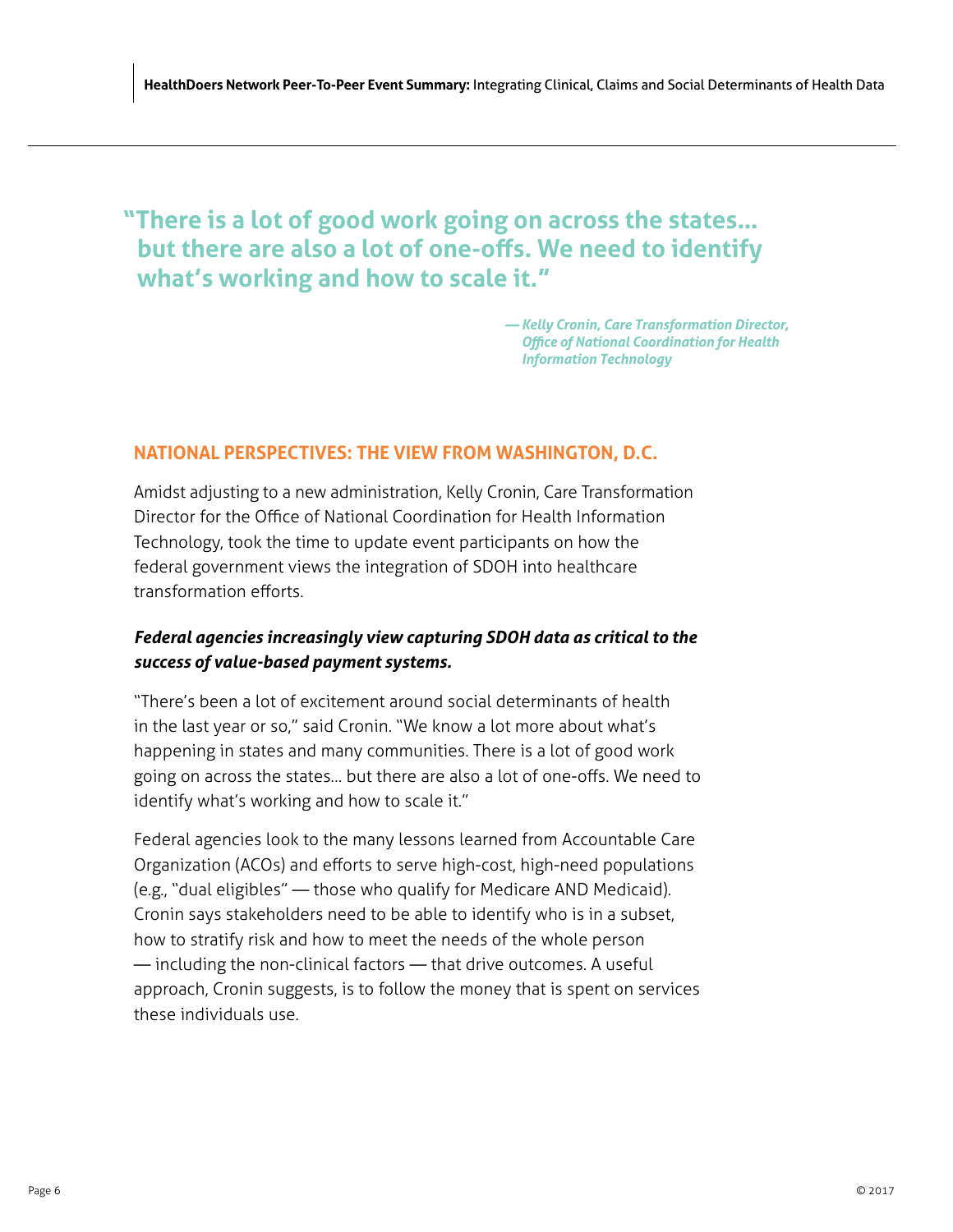> **"There is a lot of good work going on across the states... but there are also a lot of one-offs. We need to identify what's working and how to scale it."**
>
> *— Kelly Cronin, Care Transformation Director, Office of National Coordination for Health Information Technology*

## NATIONAL PERSPECTIVES: THE VIEW FROM WASHINGTON, D.C.

Amidst adjusting to a new administration, Kelly Cronin, Care Transformation Director for the Office of National Coordination for Health Information Technology, took the time to update event participants on how the federal government views the integration of SDOH into healthcare transformation efforts.

***Federal agencies increasingly view capturing SDOH data as critical to the success of value-based payment systems.***

"There's been a lot of excitement around social determinants of health in the last year or so," said Cronin. "We know a lot more about what's happening in states and many communities. There is a lot of good work going on across the states... but there are also a lot of one-offs. We need to identify what's working and how to scale it."

Federal agencies look to the many lessons learned from Accountable Care Organization (ACOs) and efforts to serve high-cost, high-need populations (e.g., "dual eligibles" — those who qualify for Medicare AND Medicaid). Cronin says stakeholders need to be able to identify who is in a subset, how to stratify risk and how to meet the needs of the whole person — including the non-clinical factors — that drive outcomes. A useful approach, Cronin suggests, is to follow the money that is spent on services these individuals use.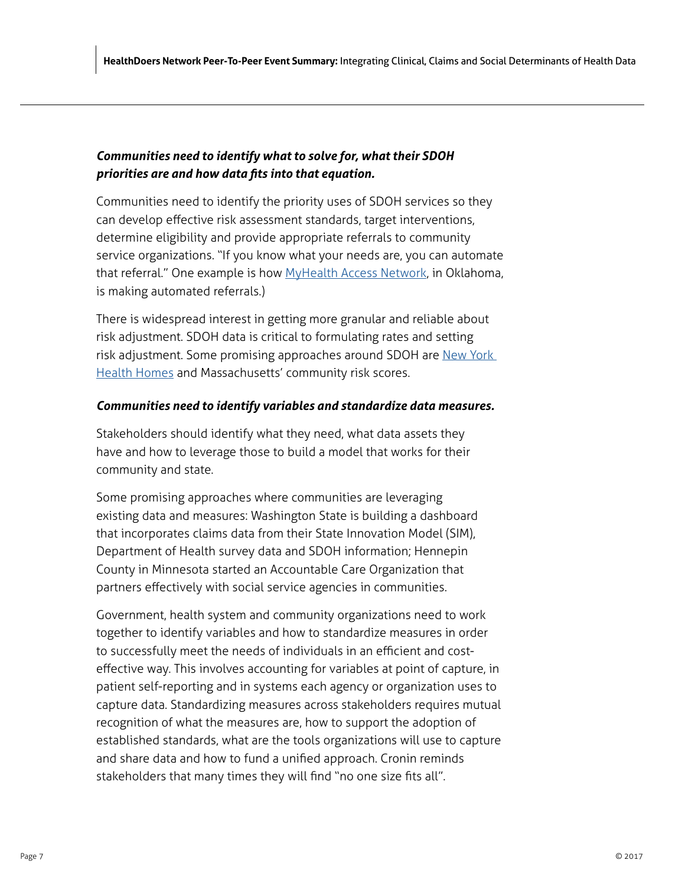***Communities need to identify what to solve for, what their SDOH priorities are and how data fits into that equation.***

Communities need to identify the priority uses of SDOH services so they can develop effective risk assessment standards, target interventions, determine eligibility and provide appropriate referrals to community service organizations. "If you know what your needs are, you can automate that referral." One example is how MyHealth Access Network, in Oklahoma, is making automated referrals.)

There is widespread interest in getting more granular and reliable about risk adjustment. SDOH data is critical to formulating rates and setting risk adjustment. Some promising approaches around SDOH are New York Health Homes and Massachusetts' community risk scores.

***Communities need to identify variables and standardize data measures.***

Stakeholders should identify what they need, what data assets they have and how to leverage those to build a model that works for their community and state.

Some promising approaches where communities are leveraging existing data and measures: Washington State is building a dashboard that incorporates claims data from their State Innovation Model (SIM), Department of Health survey data and SDOH information; Hennepin County in Minnesota started an Accountable Care Organization that partners effectively with social service agencies in communities.

Government, health system and community organizations need to work together to identify variables and how to standardize measures in order to successfully meet the needs of individuals in an efficient and cost-effective way. This involves accounting for variables at point of capture, in patient self-reporting and in systems each agency or organization uses to capture data. Standardizing measures across stakeholders requires mutual recognition of what the measures are, how to support the adoption of established standards, what are the tools organizations will use to capture and share data and how to fund a unified approach. Cronin reminds stakeholders that many times they will find "no one size fits all".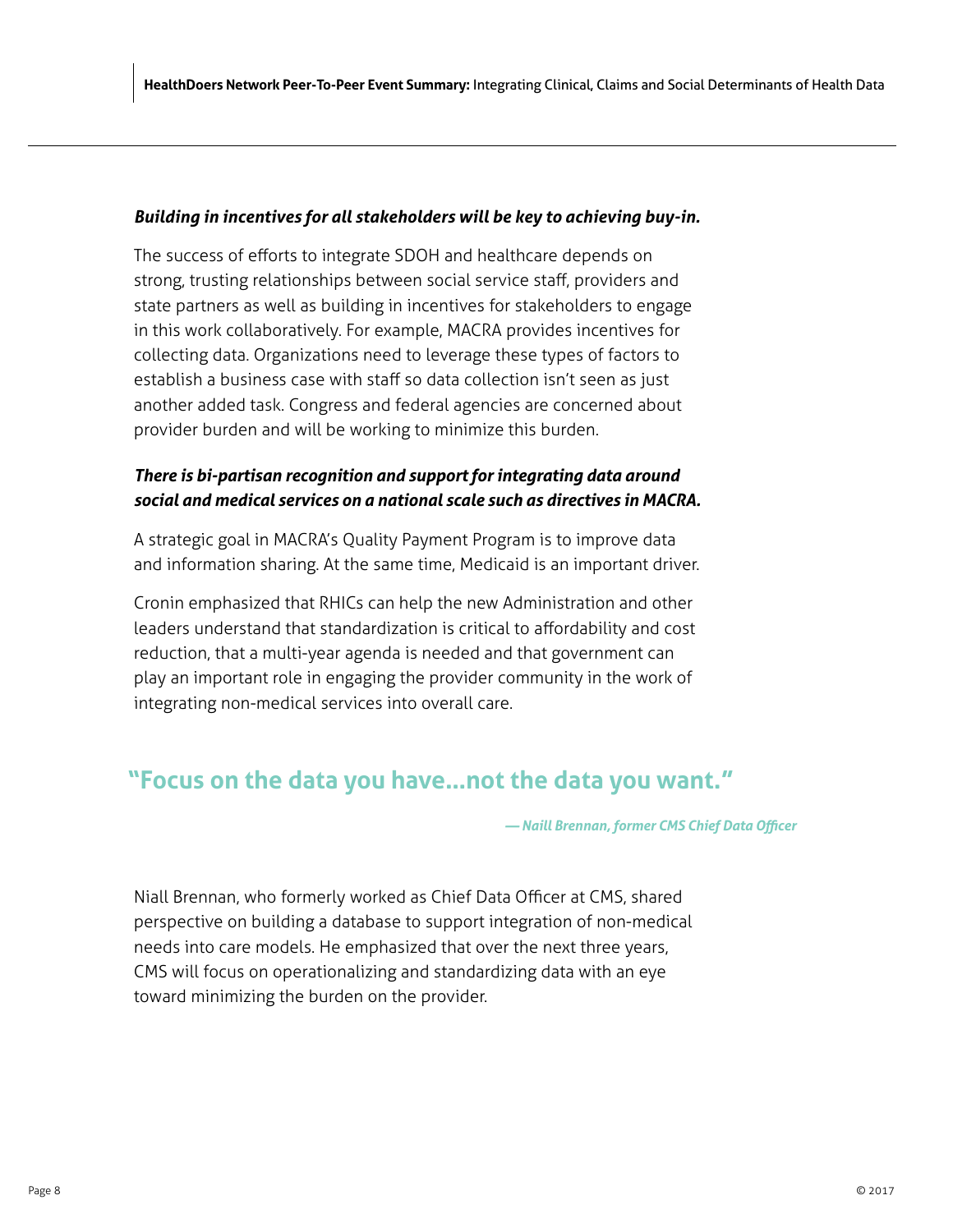***Building in incentives for all stakeholders will be key to achieving buy-in.***

The success of efforts to integrate SDOH and healthcare depends on strong, trusting relationships between social service staff, providers and state partners as well as building in incentives for stakeholders to engage in this work collaboratively. For example, MACRA provides incentives for collecting data. Organizations need to leverage these types of factors to establish a business case with staff so data collection isn't seen as just another added task. Congress and federal agencies are concerned about provider burden and will be working to minimize this burden.

***There is bi-partisan recognition and support for integrating data around social and medical services on a national scale such as directives in MACRA.***

A strategic goal in MACRA's Quality Payment Program is to improve data and information sharing. At the same time, Medicaid is an important driver.

Cronin emphasized that RHICs can help the new Administration and other leaders understand that standardization is critical to affordability and cost reduction, that a multi-year agenda is needed and that government can play an important role in engaging the provider community in the work of integrating non-medical services into overall care.

> **"Focus on the data you have...not the data you want."**
>
> ***— Naill Brennan, former CMS Chief Data Officer***

Niall Brennan, who formerly worked as Chief Data Officer at CMS, shared perspective on building a database to support integration of non-medical needs into care models. He emphasized that over the next three years, CMS will focus on operationalizing and standardizing data with an eye toward minimizing the burden on the provider.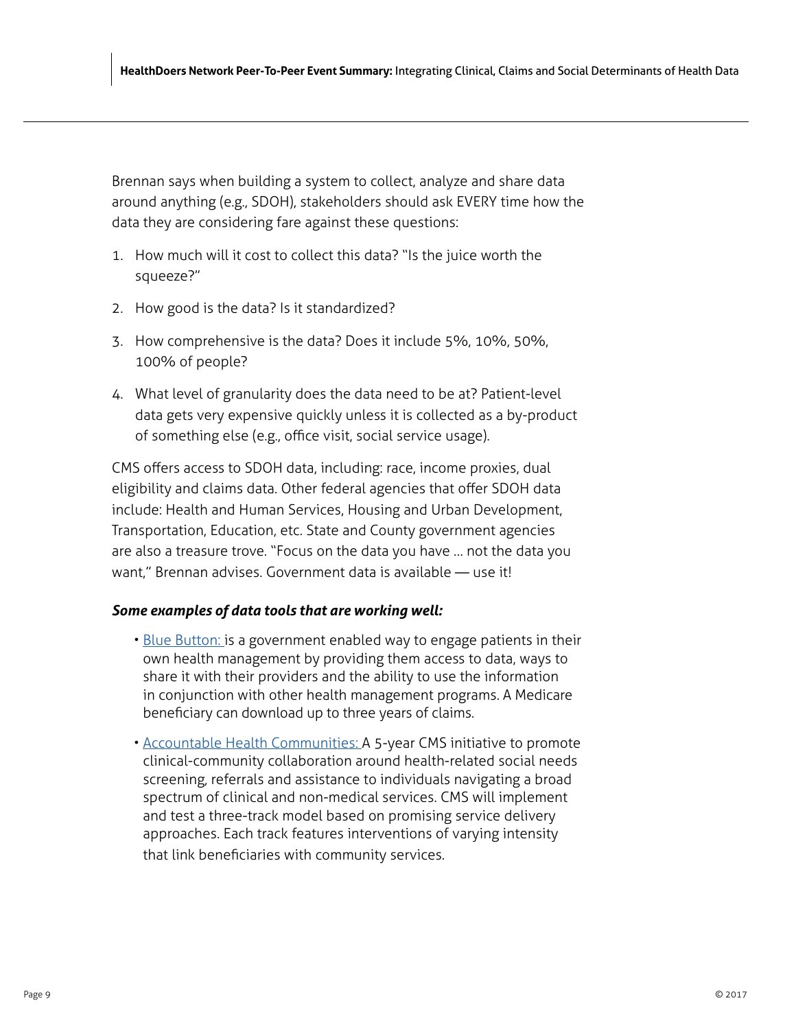Brennan says when building a system to collect, analyze and share data around anything (e.g., SDOH), stakeholders should ask EVERY time how the data they are considering fare against these questions:

1. How much will it cost to collect this data? "Is the juice worth the squeeze?"
2. How good is the data? Is it standardized?
3. How comprehensive is the data? Does it include 5%, 10%, 50%, 100% of people?
4. What level of granularity does the data need to be at? Patient-level data gets very expensive quickly unless it is collected as a by-product of something else (e.g., office visit, social service usage).

CMS offers access to SDOH data, including: race, income proxies, dual eligibility and claims data. Other federal agencies that offer SDOH data include: Health and Human Services, Housing and Urban Development, Transportation, Education, etc. State and County government agencies are also a treasure trove. "Focus on the data you have … not the data you want," Brennan advises. Government data is available — use it!

***Some examples of data tools that are working well:***

- Blue Button: is a government enabled way to engage patients in their own health management by providing them access to data, ways to share it with their providers and the ability to use the information in conjunction with other health management programs. A Medicare beneficiary can download up to three years of claims.
- Accountable Health Communities: A 5-year CMS initiative to promote clinical-community collaboration around health-related social needs screening, referrals and assistance to individuals navigating a broad spectrum of clinical and non-medical services. CMS will implement and test a three-track model based on promising service delivery approaches. Each track features interventions of varying intensity that link beneficiaries with community services.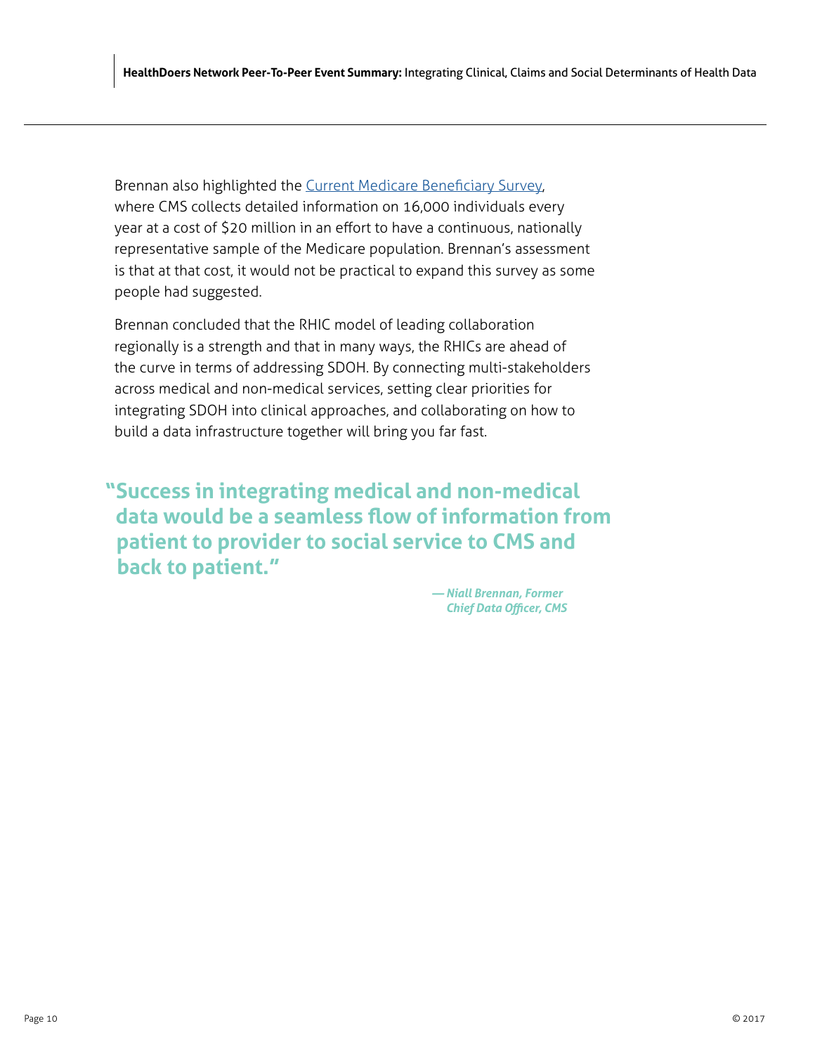Brennan also highlighted the [Current Medicare Beneficiary Survey](), where CMS collects detailed information on 16,000 individuals every year at a cost of $20 million in an effort to have a continuous, nationally representative sample of the Medicare population. Brennan's assessment is that at that cost, it would not be practical to expand this survey as some people had suggested.

Brennan concluded that the RHIC model of leading collaboration regionally is a strength and that in many ways, the RHICs are ahead of the curve in terms of addressing SDOH. By connecting multi-stakeholders across medical and non-medical services, setting clear priorities for integrating SDOH into clinical approaches, and collaborating on how to build a data infrastructure together will bring you far fast.

> **"Success in integrating medical and non-medical data would be a seamless flow of information from patient to provider to social service to CMS and back to patient."**
>
> ***— Niall Brennan, Former Chief Data Officer, CMS***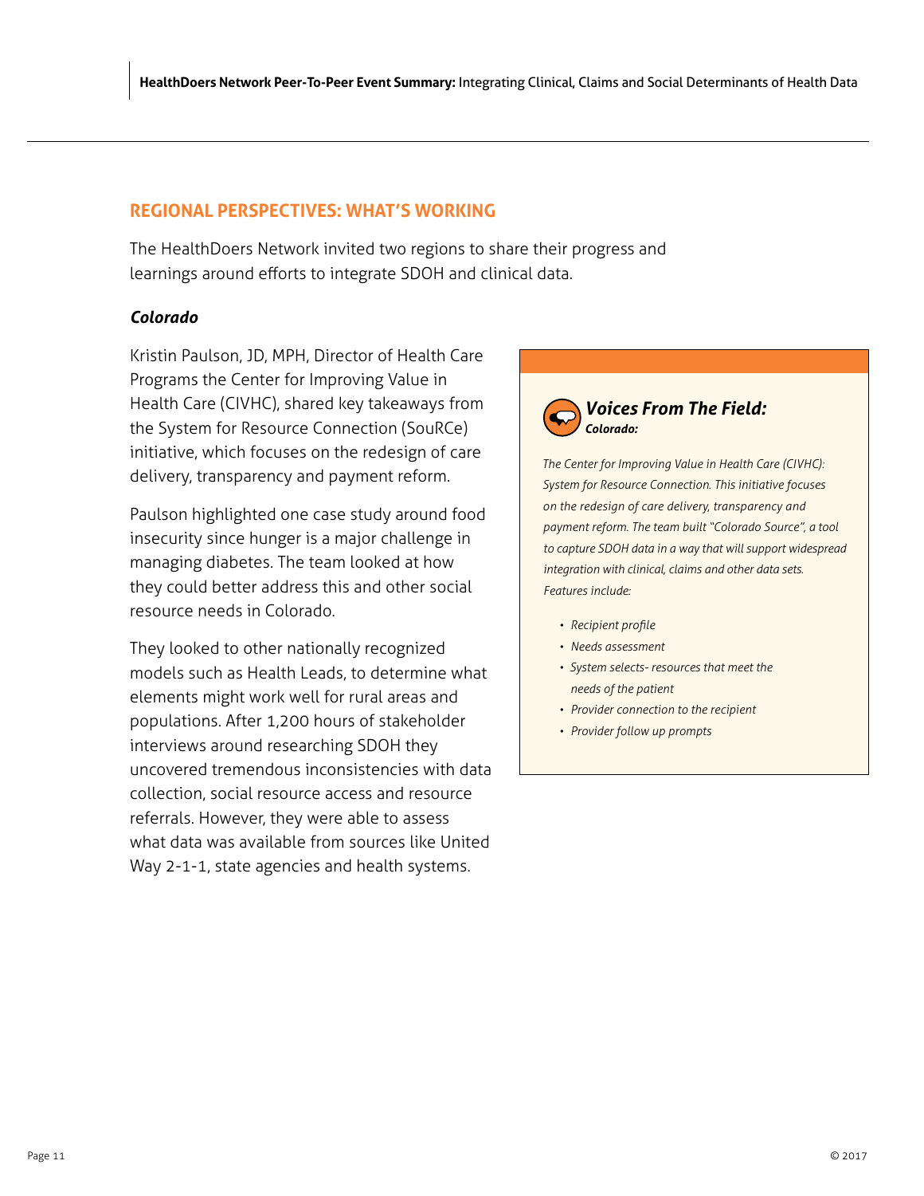## REGIONAL PERSPECTIVES: WHAT'S WORKING

The HealthDoers Network invited two regions to share their progress and learnings around efforts to integrate SDOH and clinical data.

### *Colorado*

Kristin Paulson, JD, MPH, Director of Health Care Programs the Center for Improving Value in Health Care (CIVHC), shared key takeaways from the System for Resource Connection (SouRCe) initiative, which focuses on the redesign of care delivery, transparency and payment reform.

Paulson highlighted one case study around food insecurity since hunger is a major challenge in managing diabetes. The team looked at how they could better address this and other social resource needs in Colorado.

They looked to other nationally recognized models such as Health Leads, to determine what elements might work well for rural areas and populations. After 1,200 hours of stakeholder interviews around researching SDOH they uncovered tremendous inconsistencies with data collection, social resource access and resource referrals. However, they were able to assess what data was available from sources like United Way 2-1-1, state agencies and health systems.

> ***Voices From The Field:***
> ***Colorado:***
>
> *The Center for Improving Value in Health Care (CIVHC): System for Resource Connection. This initiative focuses on the redesign of care delivery, transparency and payment reform. The team built "Colorado Source", a tool to capture SDOH data in a way that will support widespread integration with clinical, claims and other data sets. Features include:*
>
> - *Recipient profile*
> - *Needs assessment*
> - *System selects- resources that meet the needs of the patient*
> - *Provider connection to the recipient*
> - *Provider follow up prompts*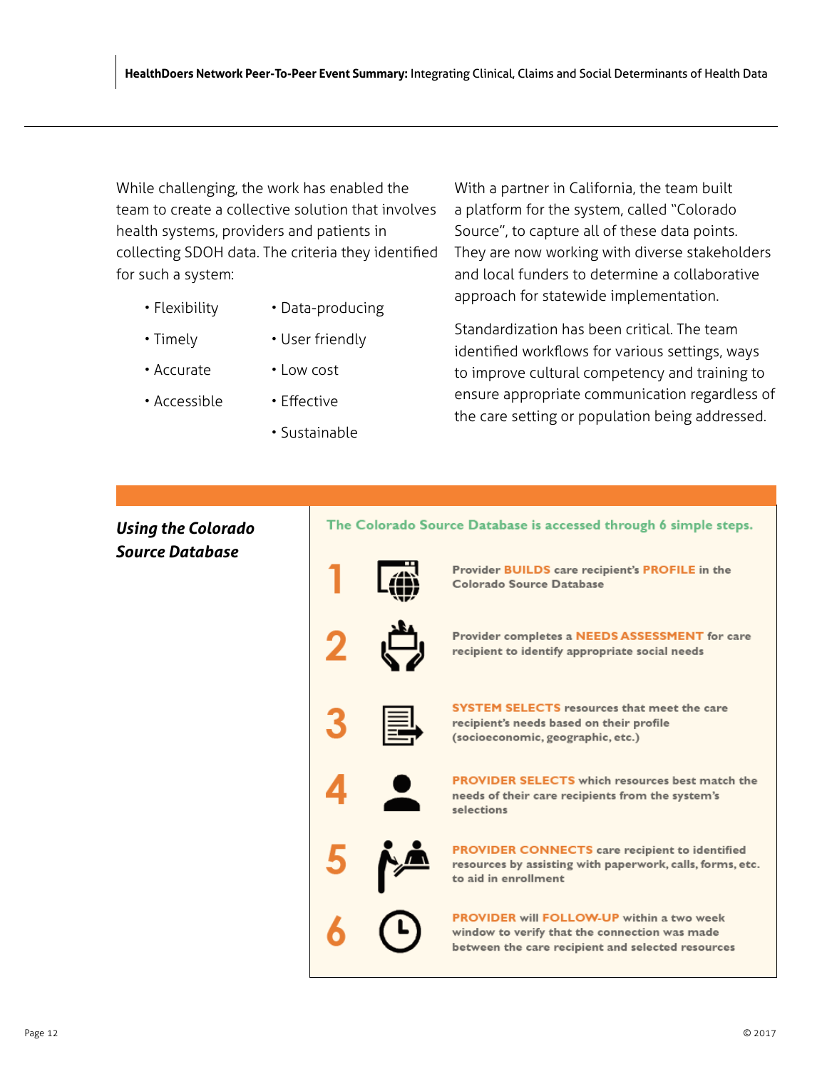While challenging, the work has enabled the team to create a collective solution that involves health systems, providers and patients in collecting SDOH data. The criteria they identified for such a system:

- Flexibility
- Timely
- Accurate
- Accessible
- Data-producing
- User friendly
- Low cost
- Effective
- Sustainable

With a partner in California, the team built a platform for the system, called "Colorado Source", to capture all of these data points. They are now working with diverse stakeholders and local funders to determine a collaborative approach for statewide implementation.

Standardization has been critical. The team identified workflows for various settings, ways to improve cultural competency and training to ensure appropriate communication regardless of the care setting or population being addressed.

### *Using the Colorado Source Database*

**The Colorado Source Database is accessed through 6 simple steps.**

1. Provider **BUILDS** care recipient's **PROFILE** in the Colorado Source Database
2. Provider completes a **NEEDS ASSESSMENT** for care recipient to identify appropriate social needs
3. **SYSTEM SELECTS** resources that meet the care recipient's needs based on their profile (socioeconomic, geographic, etc.)
4. **PROVIDER SELECTS** which resources best match the needs of their care recipients from the system's selections
5. **PROVIDER CONNECTS** care recipient to identified resources by assisting with paperwork, calls, forms, etc. to aid in enrollment
6. **PROVIDER** will **FOLLOW-UP** within a two week window to verify that the connection was made between the care recipient and selected resources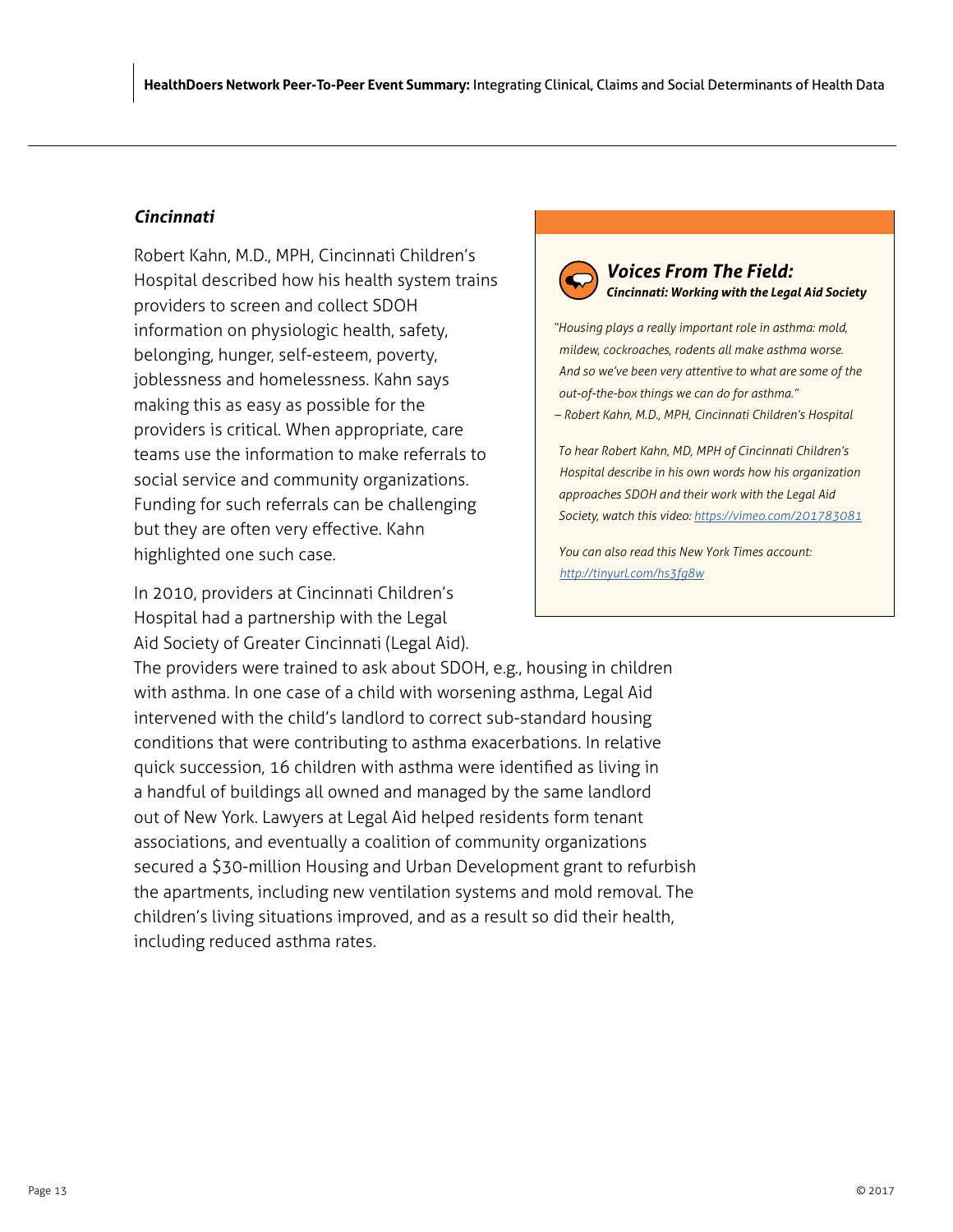### *Cincinnati*

Robert Kahn, M.D., MPH, Cincinnati Children's Hospital described how his health system trains providers to screen and collect SDOH information on physiologic health, safety, belonging, hunger, self-esteem, poverty, joblessness and homelessness. Kahn says making this as easy as possible for the providers is critical. When appropriate, care teams use the information to make referrals to social service and community organizations. Funding for such referrals can be challenging but they are often very effective. Kahn highlighted one such case.

In 2010, providers at Cincinnati Children's Hospital had a partnership with the Legal Aid Society of Greater Cincinnati (Legal Aid). The providers were trained to ask about SDOH, e.g., housing in children with asthma. In one case of a child with worsening asthma, Legal Aid intervened with the child's landlord to correct sub-standard housing conditions that were contributing to asthma exacerbations. In relative quick succession, 16 children with asthma were identified as living in a handful of buildings all owned and managed by the same landlord out of New York. Lawyers at Legal Aid helped residents form tenant associations, and eventually a coalition of community organizations secured a $30-million Housing and Urban Development grant to refurbish the apartments, including new ventilation systems and mold removal. The children's living situations improved, and as a result so did their health, including reduced asthma rates.

> ***Voices From The Field:***
> ***Cincinnati: Working with the Legal Aid Society***
>
> *"Housing plays a really important role in asthma: mold, mildew, cockroaches, rodents all make asthma worse. And so we've been very attentive to what are some of the out-of-the-box things we can do for asthma."*
> *– Robert Kahn, M.D., MPH, Cincinnati Children's Hospital*
>
> *To hear Robert Kahn, MD, MPH of Cincinnati Children's Hospital describe in his own words how his organization approaches SDOH and their work with the Legal Aid Society, watch this video: https://vimeo.com/201783081*
>
> *You can also read this New York Times account: http://tinyurl.com/hs3fg8w*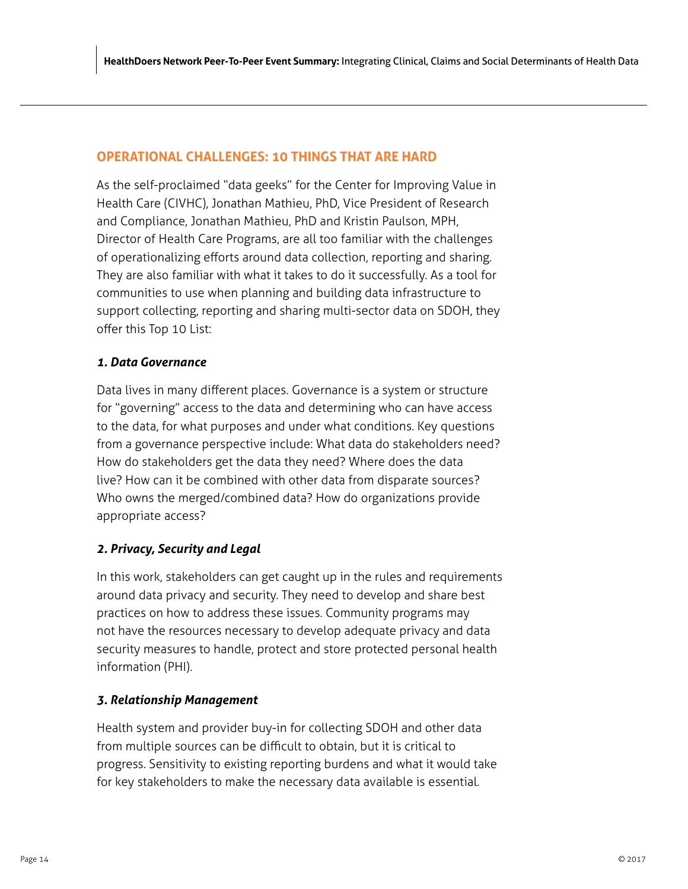## OPERATIONAL CHALLENGES: 10 THINGS THAT ARE HARD

As the self-proclaimed "data geeks" for the Center for Improving Value in Health Care (CIVHC), Jonathan Mathieu, PhD, Vice President of Research and Compliance, Jonathan Mathieu, PhD and Kristin Paulson, MPH, Director of Health Care Programs, are all too familiar with the challenges of operationalizing efforts around data collection, reporting and sharing. They are also familiar with what it takes to do it successfully. As a tool for communities to use when planning and building data infrastructure to support collecting, reporting and sharing multi-sector data on SDOH, they offer this Top 10 List:

### *1. Data Governance*

Data lives in many different places. Governance is a system or structure for "governing" access to the data and determining who can have access to the data, for what purposes and under what conditions. Key questions from a governance perspective include: What data do stakeholders need? How do stakeholders get the data they need? Where does the data live? How can it be combined with other data from disparate sources? Who owns the merged/combined data? How do organizations provide appropriate access?

### *2. Privacy, Security and Legal*

In this work, stakeholders can get caught up in the rules and requirements around data privacy and security. They need to develop and share best practices on how to address these issues. Community programs may not have the resources necessary to develop adequate privacy and data security measures to handle, protect and store protected personal health information (PHI).

### *3. Relationship Management*

Health system and provider buy-in for collecting SDOH and other data from multiple sources can be difficult to obtain, but it is critical to progress. Sensitivity to existing reporting burdens and what it would take for key stakeholders to make the necessary data available is essential.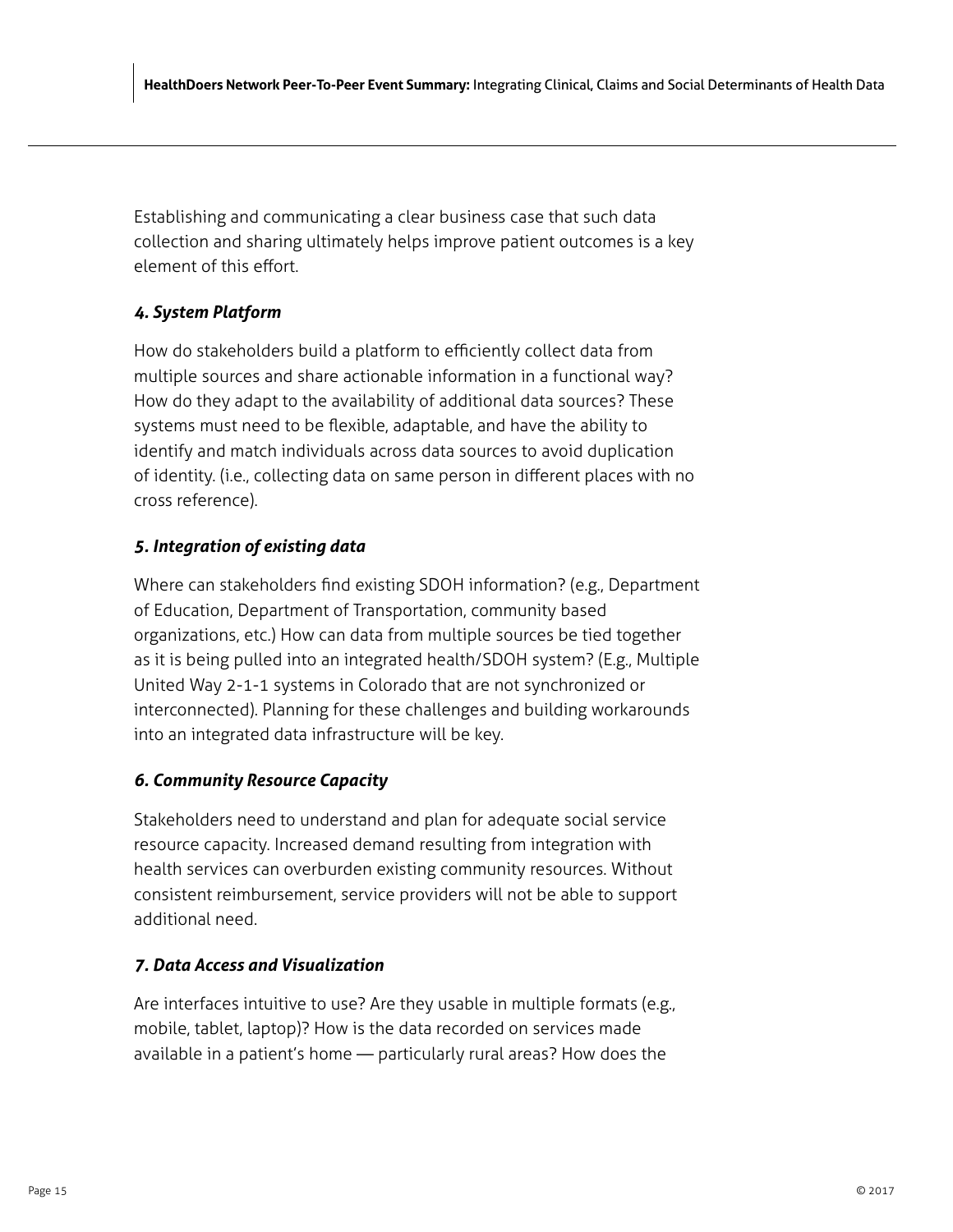Establishing and communicating a clear business case that such data collection and sharing ultimately helps improve patient outcomes is a key element of this effort.

### *4. System Platform*

How do stakeholders build a platform to efficiently collect data from multiple sources and share actionable information in a functional way? How do they adapt to the availability of additional data sources? These systems must need to be flexible, adaptable, and have the ability to identify and match individuals across data sources to avoid duplication of identity. (i.e., collecting data on same person in different places with no cross reference).

### *5. Integration of existing data*

Where can stakeholders find existing SDOH information? (e.g., Department of Education, Department of Transportation, community based organizations, etc.) How can data from multiple sources be tied together as it is being pulled into an integrated health/SDOH system? (E.g., Multiple United Way 2-1-1 systems in Colorado that are not synchronized or interconnected). Planning for these challenges and building workarounds into an integrated data infrastructure will be key.

### *6. Community Resource Capacity*

Stakeholders need to understand and plan for adequate social service resource capacity. Increased demand resulting from integration with health services can overburden existing community resources. Without consistent reimbursement, service providers will not be able to support additional need.

### *7. Data Access and Visualization*

Are interfaces intuitive to use? Are they usable in multiple formats (e.g., mobile, tablet, laptop)? How is the data recorded on services made available in a patient's home — particularly rural areas? How does the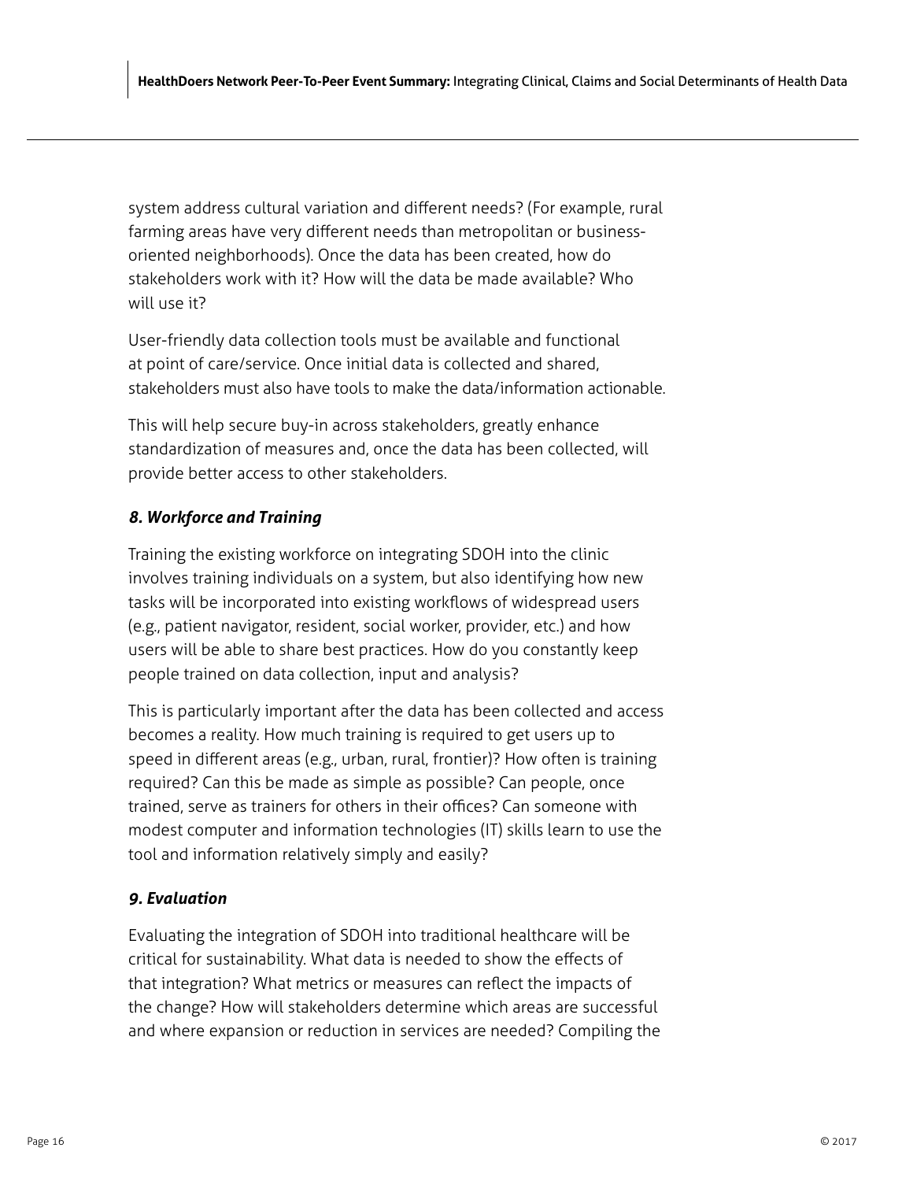system address cultural variation and different needs? (For example, rural farming areas have very different needs than metropolitan or business-oriented neighborhoods). Once the data has been created, how do stakeholders work with it? How will the data be made available? Who will use it?

User-friendly data collection tools must be available and functional at point of care/service. Once initial data is collected and shared, stakeholders must also have tools to make the data/information actionable.

This will help secure buy-in across stakeholders, greatly enhance standardization of measures and, once the data has been collected, will provide better access to other stakeholders.

### *8. Workforce and Training*

Training the existing workforce on integrating SDOH into the clinic involves training individuals on a system, but also identifying how new tasks will be incorporated into existing workflows of widespread users (e.g., patient navigator, resident, social worker, provider, etc.) and how users will be able to share best practices. How do you constantly keep people trained on data collection, input and analysis?

This is particularly important after the data has been collected and access becomes a reality. How much training is required to get users up to speed in different areas (e.g., urban, rural, frontier)? How often is training required? Can this be made as simple as possible? Can people, once trained, serve as trainers for others in their offices? Can someone with modest computer and information technologies (IT) skills learn to use the tool and information relatively simply and easily?

### *9. Evaluation*

Evaluating the integration of SDOH into traditional healthcare will be critical for sustainability. What data is needed to show the effects of that integration? What metrics or measures can reflect the impacts of the change? How will stakeholders determine which areas are successful and where expansion or reduction in services are needed? Compiling the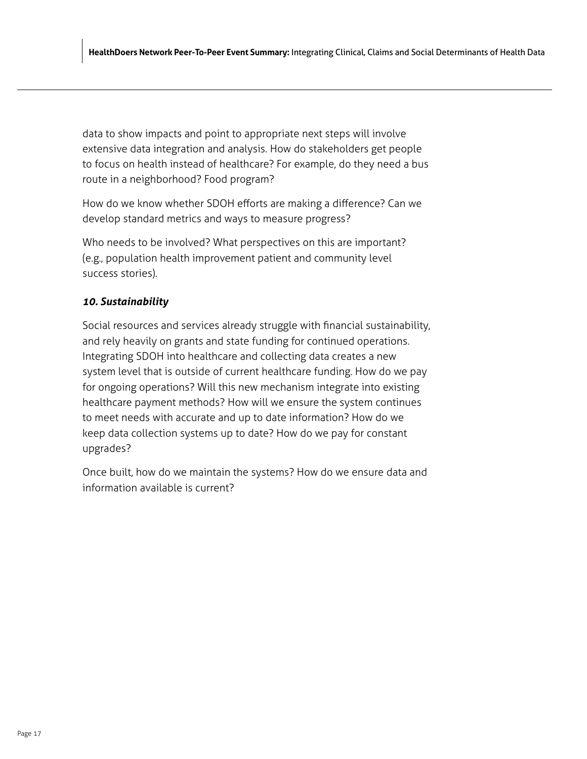data to show impacts and point to appropriate next steps will involve extensive data integration and analysis. How do stakeholders get people to focus on health instead of healthcare? For example, do they need a bus route in a neighborhood? Food program?

How do we know whether SDOH efforts are making a difference? Can we develop standard metrics and ways to measure progress?

Who needs to be involved? What perspectives on this are important? (e.g., population health improvement patient and community level success stories).

### ***10. Sustainability***

Social resources and services already struggle with financial sustainability, and rely heavily on grants and state funding for continued operations. Integrating SDOH into healthcare and collecting data creates a new system level that is outside of current healthcare funding. How do we pay for ongoing operations? Will this new mechanism integrate into existing healthcare payment methods? How will we ensure the system continues to meet needs with accurate and up to date information? How do we keep data collection systems up to date? How do we pay for constant upgrades?

Once built, how do we maintain the systems? How do we ensure data and information available is current?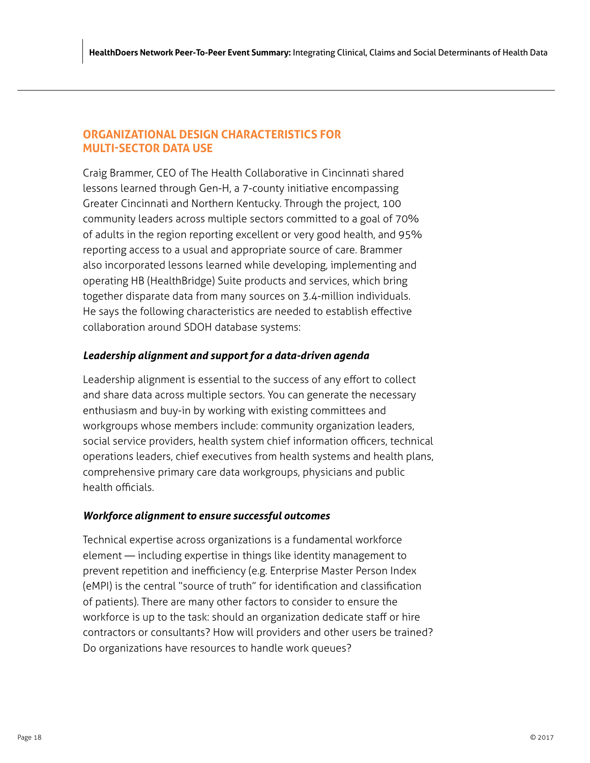## ORGANIZATIONAL DESIGN CHARACTERISTICS FOR MULTI-SECTOR DATA USE

Craig Brammer, CEO of The Health Collaborative in Cincinnati shared lessons learned through Gen-H, a 7-county initiative encompassing Greater Cincinnati and Northern Kentucky. Through the project, 100 community leaders across multiple sectors committed to a goal of 70% of adults in the region reporting excellent or very good health, and 95% reporting access to a usual and appropriate source of care. Brammer also incorporated lessons learned while developing, implementing and operating HB (HealthBridge) Suite products and services, which bring together disparate data from many sources on 3.4-million individuals. He says the following characteristics are needed to establish effective collaboration around SDOH database systems:

### *Leadership alignment and support for a data-driven agenda*

Leadership alignment is essential to the success of any effort to collect and share data across multiple sectors. You can generate the necessary enthusiasm and buy-in by working with existing committees and workgroups whose members include: community organization leaders, social service providers, health system chief information officers, technical operations leaders, chief executives from health systems and health plans, comprehensive primary care data workgroups, physicians and public health officials.

### *Workforce alignment to ensure successful outcomes*

Technical expertise across organizations is a fundamental workforce element — including expertise in things like identity management to prevent repetition and inefficiency (e.g. Enterprise Master Person Index (eMPI) is the central "source of truth" for identification and classification of patients). There are many other factors to consider to ensure the workforce is up to the task: should an organization dedicate staff or hire contractors or consultants? How will providers and other users be trained? Do organizations have resources to handle work queues?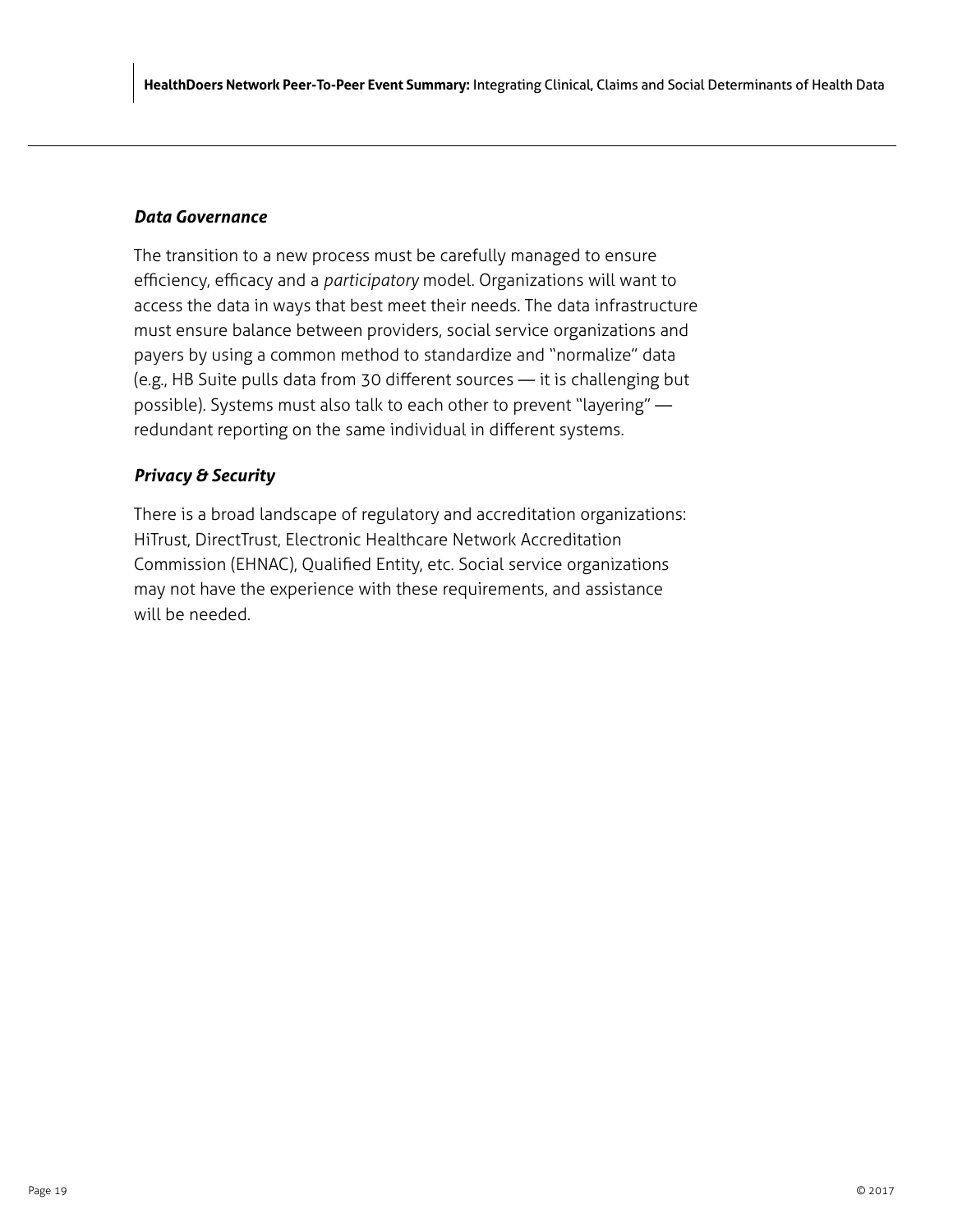### *Data Governance*

The transition to a new process must be carefully managed to ensure efficiency, efficacy and a *participatory* model. Organizations will want to access the data in ways that best meet their needs. The data infrastructure must ensure balance between providers, social service organizations and payers by using a common method to standardize and "normalize" data (e.g., HB Suite pulls data from 30 different sources — it is challenging but possible). Systems must also talk to each other to prevent "layering" — redundant reporting on the same individual in different systems.

### *Privacy & Security*

There is a broad landscape of regulatory and accreditation organizations: HiTrust, DirectTrust, Electronic Healthcare Network Accreditation Commission (EHNAC), Qualified Entity, etc. Social service organizations may not have the experience with these requirements, and assistance will be needed.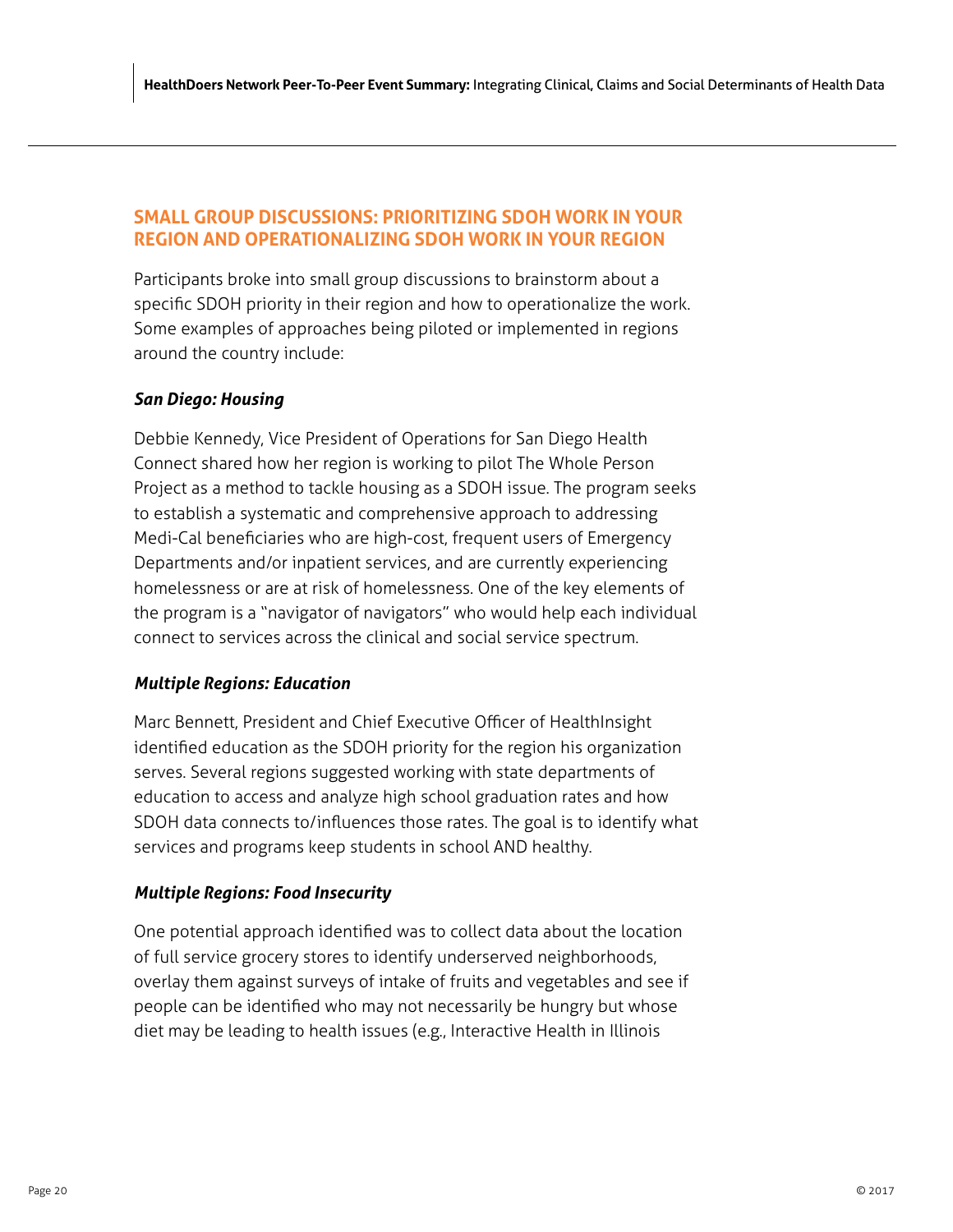## SMALL GROUP DISCUSSIONS: PRIORITIZING SDOH WORK IN YOUR REGION AND OPERATIONALIZING SDOH WORK IN YOUR REGION

Participants broke into small group discussions to brainstorm about a specific SDOH priority in their region and how to operationalize the work. Some examples of approaches being piloted or implemented in regions around the country include:

### *San Diego: Housing*

Debbie Kennedy, Vice President of Operations for San Diego Health Connect shared how her region is working to pilot The Whole Person Project as a method to tackle housing as a SDOH issue. The program seeks to establish a systematic and comprehensive approach to addressing Medi-Cal beneficiaries who are high-cost, frequent users of Emergency Departments and/or inpatient services, and are currently experiencing homelessness or are at risk of homelessness. One of the key elements of the program is a "navigator of navigators" who would help each individual connect to services across the clinical and social service spectrum.

### *Multiple Regions: Education*

Marc Bennett, President and Chief Executive Officer of HealthInsight identified education as the SDOH priority for the region his organization serves. Several regions suggested working with state departments of education to access and analyze high school graduation rates and how SDOH data connects to/influences those rates. The goal is to identify what services and programs keep students in school AND healthy.

### *Multiple Regions: Food Insecurity*

One potential approach identified was to collect data about the location of full service grocery stores to identify underserved neighborhoods, overlay them against surveys of intake of fruits and vegetables and see if people can be identified who may not necessarily be hungry but whose diet may be leading to health issues (e.g., Interactive Health in Illinois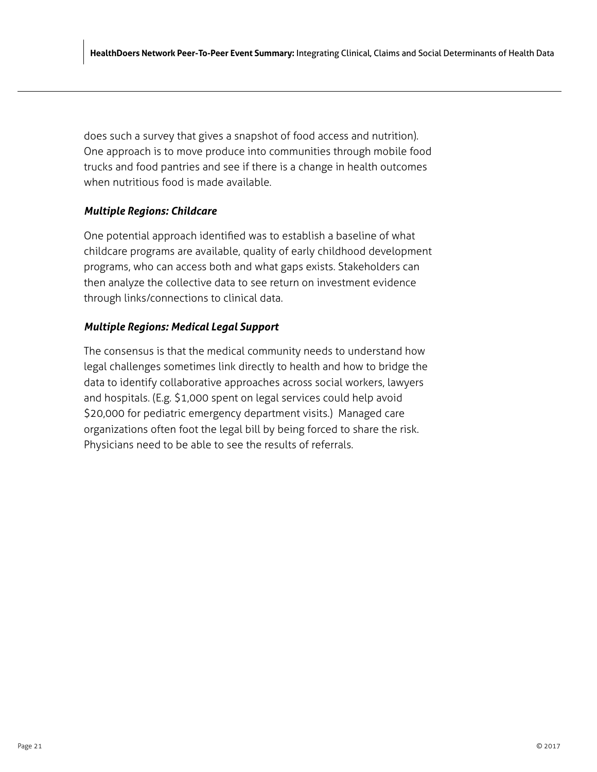does such a survey that gives a snapshot of food access and nutrition). One approach is to move produce into communities through mobile food trucks and food pantries and see if there is a change in health outcomes when nutritious food is made available.

***Multiple Regions: Childcare***

One potential approach identified was to establish a baseline of what childcare programs are available, quality of early childhood development programs, who can access both and what gaps exists. Stakeholders can then analyze the collective data to see return on investment evidence through links/connections to clinical data.

***Multiple Regions: Medical Legal Support***

The consensus is that the medical community needs to understand how legal challenges sometimes link directly to health and how to bridge the data to identify collaborative approaches across social workers, lawyers and hospitals. (E.g. $1,000 spent on legal services could help avoid $20,000 for pediatric emergency department visits.) Managed care organizations often foot the legal bill by being forced to share the risk. Physicians need to be able to see the results of referrals.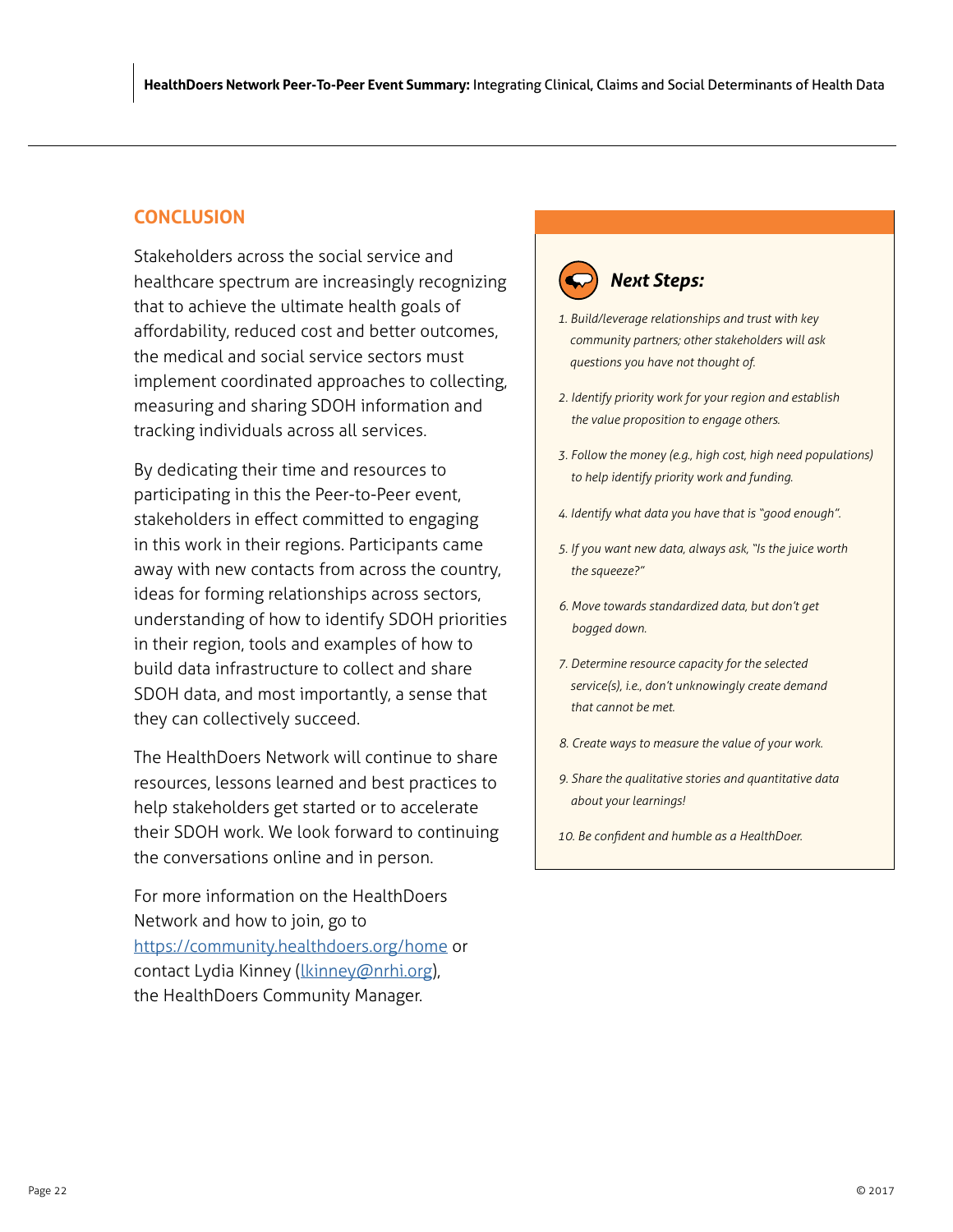## CONCLUSION

Stakeholders across the social service and healthcare spectrum are increasingly recognizing that to achieve the ultimate health goals of affordability, reduced cost and better outcomes, the medical and social service sectors must implement coordinated approaches to collecting, measuring and sharing SDOH information and tracking individuals across all services.

By dedicating their time and resources to participating in this the Peer-to-Peer event, stakeholders in effect committed to engaging in this work in their regions. Participants came away with new contacts from across the country, ideas for forming relationships across sectors, understanding of how to identify SDOH priorities in their region, tools and examples of how to build data infrastructure to collect and share SDOH data, and most importantly, a sense that they can collectively succeed.

The HealthDoers Network will continue to share resources, lessons learned and best practices to help stakeholders get started or to accelerate their SDOH work. We look forward to continuing the conversations online and in person.

For more information on the HealthDoers Network and how to join, go to [https://community.healthdoers.org/home](https://community.healthdoers.org/home) or contact Lydia Kinney ([lkinney@nrhi.org](mailto:lkinney@nrhi.org)), the HealthDoers Community Manager.

### *Next Steps:*

1. *Build/leverage relationships and trust with key community partners; other stakeholders will ask questions you have not thought of.*
2. *Identify priority work for your region and establish the value proposition to engage others.*
3. *Follow the money (e.g., high cost, high need populations) to help identify priority work and funding.*
4. *Identify what data you have that is "good enough".*
5. *If you want new data, always ask, "Is the juice worth the squeeze?"*
6. *Move towards standardized data, but don't get bogged down.*
7. *Determine resource capacity for the selected service(s), i.e., don't unknowingly create demand that cannot be met.*
8. *Create ways to measure the value of your work.*
9. *Share the qualitative stories and quantitative data about your learnings!*
10. *Be confident and humble as a HealthDoer.*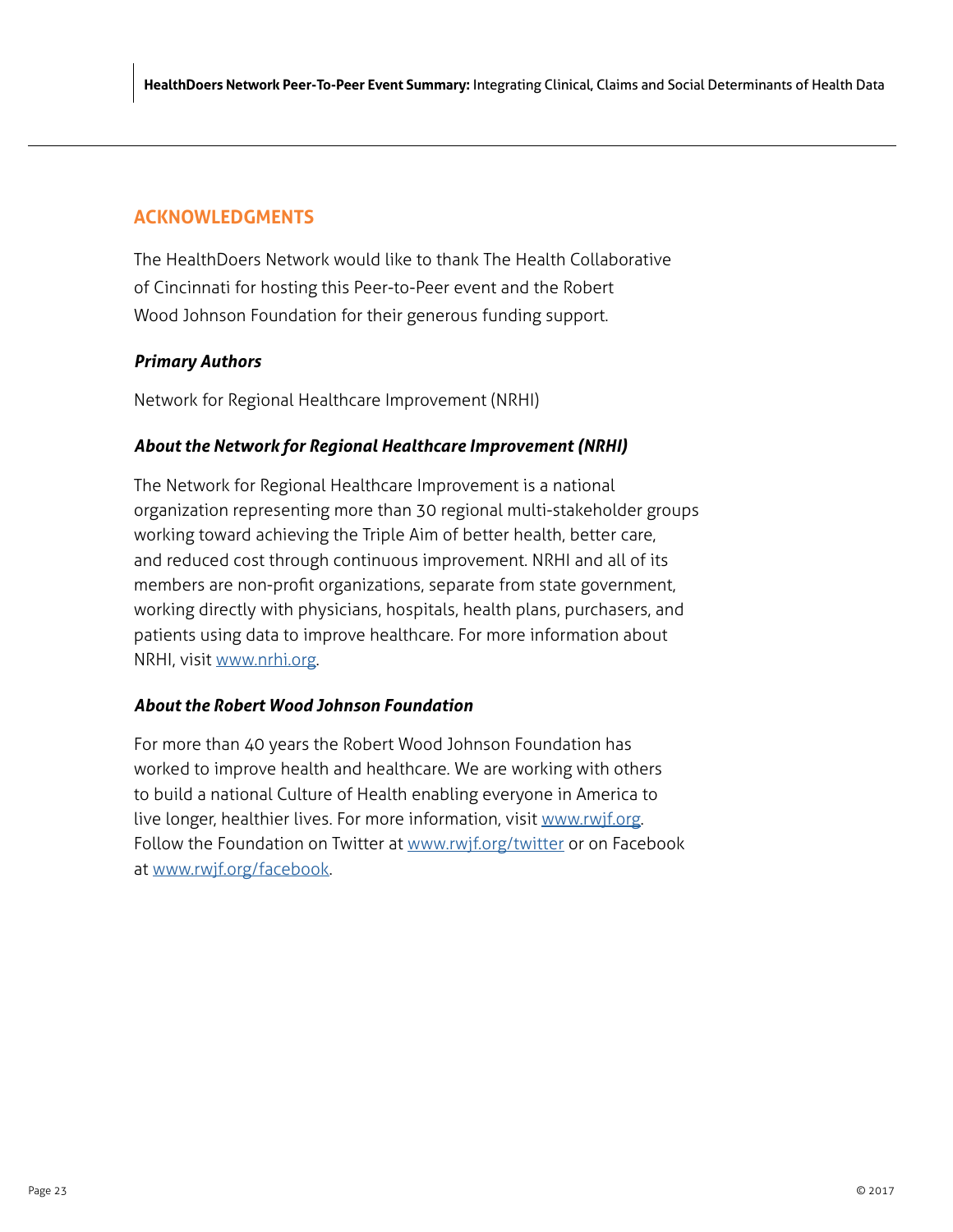## ACKNOWLEDGMENTS

The HealthDoers Network would like to thank The Health Collaborative of Cincinnati for hosting this Peer-to-Peer event and the Robert Wood Johnson Foundation for their generous funding support.

### *Primary Authors*

Network for Regional Healthcare Improvement (NRHI)

### *About the Network for Regional Healthcare Improvement (NRHI)*

The Network for Regional Healthcare Improvement is a national organization representing more than 30 regional multi-stakeholder groups working toward achieving the Triple Aim of better health, better care, and reduced cost through continuous improvement. NRHI and all of its members are non-profit organizations, separate from state government, working directly with physicians, hospitals, health plans, purchasers, and patients using data to improve healthcare. For more information about NRHI, visit www.nrhi.org.

### *About the Robert Wood Johnson Foundation*

For more than 40 years the Robert Wood Johnson Foundation has worked to improve health and healthcare. We are working with others to build a national Culture of Health enabling everyone in America to live longer, healthier lives. For more information, visit www.rwjf.org. Follow the Foundation on Twitter at www.rwjf.org/twitter or on Facebook at www.rwjf.org/facebook.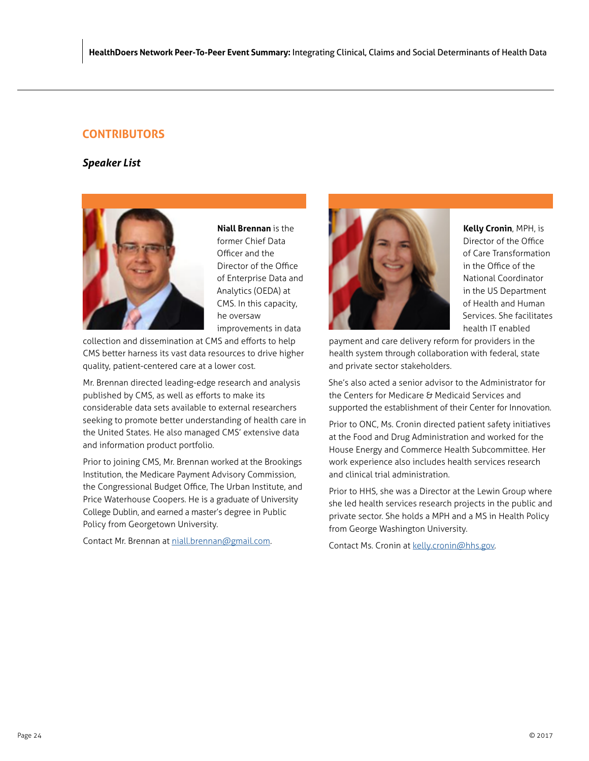## CONTRIBUTORS

### *Speaker List*

**Niall Brennan** is the former Chief Data Officer and the Director of the Office of Enterprise Data and Analytics (OEDA) at CMS. In this capacity, he oversaw improvements in data collection and dissemination at CMS and efforts to help CMS better harness its vast data resources to drive higher quality, patient-centered care at a lower cost.

Mr. Brennan directed leading-edge research and analysis published by CMS, as well as efforts to make its considerable data sets available to external researchers seeking to promote better understanding of health care in the United States. He also managed CMS' extensive data and information product portfolio.

Prior to joining CMS, Mr. Brennan worked at the Brookings Institution, the Medicare Payment Advisory Commission, the Congressional Budget Office, The Urban Institute, and Price Waterhouse Coopers. He is a graduate of University College Dublin, and earned a master's degree in Public Policy from Georgetown University.

Contact Mr. Brennan at niall.brennan@gmail.com.

**Kelly Cronin**, MPH, is Director of the Office of Care Transformation in the Office of the National Coordinator in the US Department of Health and Human Services. She facilitates health IT enabled payment and care delivery reform for providers in the health system through collaboration with federal, state and private sector stakeholders.

She's also acted a senior advisor to the Administrator for the Centers for Medicare & Medicaid Services and supported the establishment of their Center for Innovation.

Prior to ONC, Ms. Cronin directed patient safety initiatives at the Food and Drug Administration and worked for the House Energy and Commerce Health Subcommittee. Her work experience also includes health services research and clinical trial administration.

Prior to HHS, she was a Director at the Lewin Group where she led health services research projects in the public and private sector. She holds a MPH and a MS in Health Policy from George Washington University.

Contact Ms. Cronin at kelly.cronin@hhs.gov.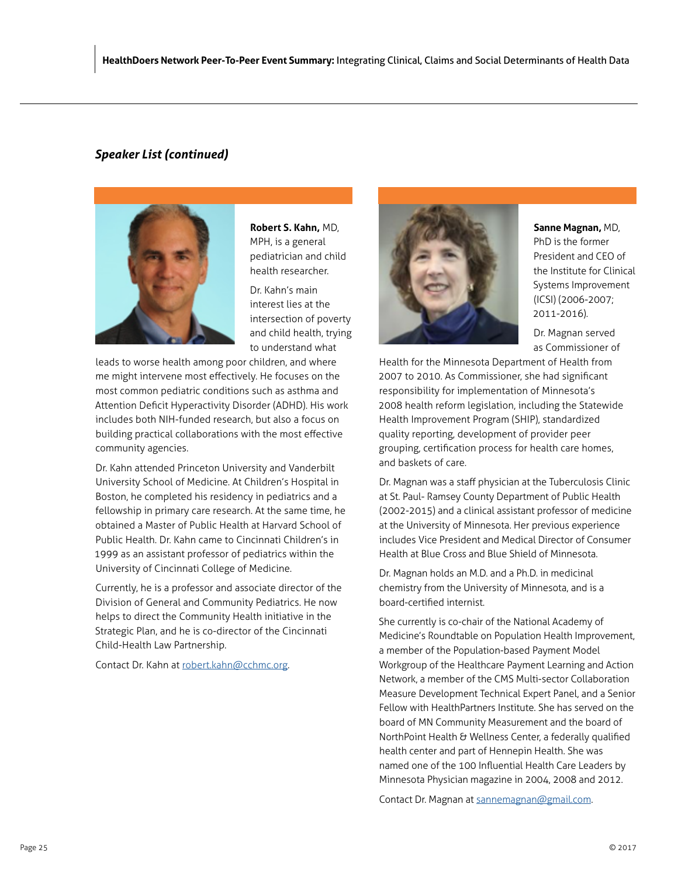## *Speaker List (continued)*

**Robert S. Kahn,** MD, MPH, is a general pediatrician and child health researcher.

Dr. Kahn's main interest lies at the intersection of poverty and child health, trying to understand what leads to worse health among poor children, and where me might intervene most effectively. He focuses on the most common pediatric conditions such as asthma and Attention Deficit Hyperactivity Disorder (ADHD). His work includes both NIH-funded research, but also a focus on building practical collaborations with the most effective community agencies.

Dr. Kahn attended Princeton University and Vanderbilt University School of Medicine. At Children's Hospital in Boston, he completed his residency in pediatrics and a fellowship in primary care research. At the same time, he obtained a Master of Public Health at Harvard School of Public Health. Dr. Kahn came to Cincinnati Children's in 1999 as an assistant professor of pediatrics within the University of Cincinnati College of Medicine.

Currently, he is a professor and associate director of the Division of General and Community Pediatrics. He now helps to direct the Community Health initiative in the Strategic Plan, and he is co-director of the Cincinnati Child-Health Law Partnership.

Contact Dr. Kahn at robert.kahn@cchmc.org.

**Sanne Magnan,** MD, PhD is the former President and CEO of the Institute for Clinical Systems Improvement (ICSI) (2006-2007; 2011-2016).

Dr. Magnan served as Commissioner of Health for the Minnesota Department of Health from 2007 to 2010. As Commissioner, she had significant responsibility for implementation of Minnesota's 2008 health reform legislation, including the Statewide Health Improvement Program (SHIP), standardized quality reporting, development of provider peer grouping, certification process for health care homes, and baskets of care.

Dr. Magnan was a staff physician at the Tuberculosis Clinic at St. Paul- Ramsey County Department of Public Health (2002-2015) and a clinical assistant professor of medicine at the University of Minnesota. Her previous experience includes Vice President and Medical Director of Consumer Health at Blue Cross and Blue Shield of Minnesota.

Dr. Magnan holds an M.D. and a Ph.D. in medicinal chemistry from the University of Minnesota, and is a board-certified internist.

She currently is co-chair of the National Academy of Medicine's Roundtable on Population Health Improvement, a member of the Population-based Payment Model Workgroup of the Healthcare Payment Learning and Action Network, a member of the CMS Multi-sector Collaboration Measure Development Technical Expert Panel, and a Senior Fellow with HealthPartners Institute. She has served on the board of MN Community Measurement and the board of NorthPoint Health & Wellness Center, a federally qualified health center and part of Hennepin Health. She was named one of the 100 Influential Health Care Leaders by Minnesota Physician magazine in 2004, 2008 and 2012.

Contact Dr. Magnan at sannemagnan@gmail.com.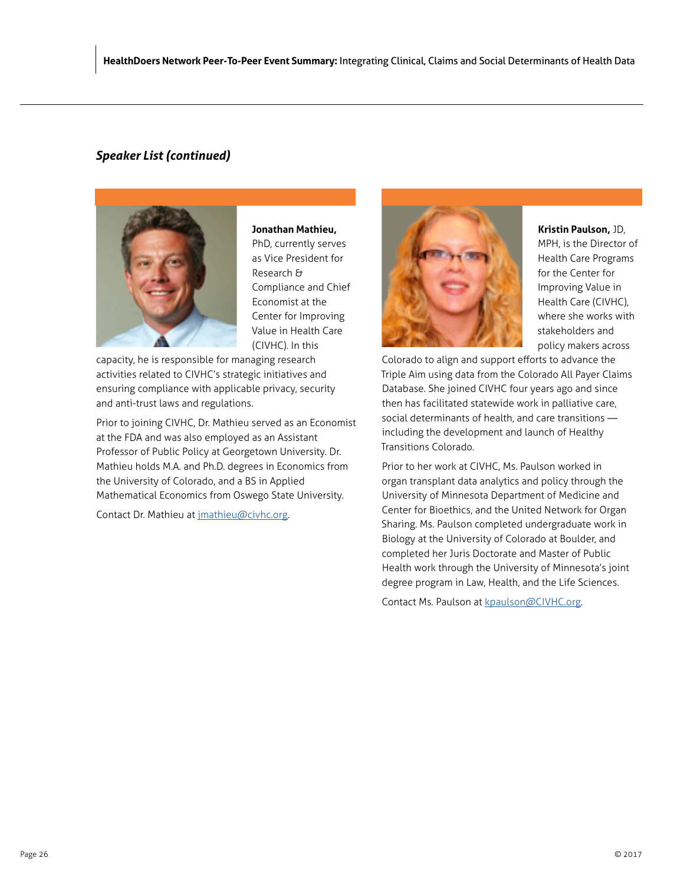### *Speaker List (continued)*

**Jonathan Mathieu,** PhD, currently serves as Vice President for Research & Compliance and Chief Economist at the Center for Improving Value in Health Care (CIVHC). In this capacity, he is responsible for managing research activities related to CIVHC's strategic initiatives and ensuring compliance with applicable privacy, security and anti-trust laws and regulations.

Prior to joining CIVHC, Dr. Mathieu served as an Economist at the FDA and was also employed as an Assistant Professor of Public Policy at Georgetown University. Dr. Mathieu holds M.A. and Ph.D. degrees in Economics from the University of Colorado, and a BS in Applied Mathematical Economics from Oswego State University.

Contact Dr. Mathieu at [jmathieu@civhc.org](mailto:jmathieu@civhc.org).

**Kristin Paulson,** JD, MPH, is the Director of Health Care Programs for the Center for Improving Value in Health Care (CIVHC), where she works with stakeholders and policy makers across Colorado to align and support efforts to advance the Triple Aim using data from the Colorado All Payer Claims Database. She joined CIVHC four years ago and since then has facilitated statewide work in palliative care, social determinants of health, and care transitions — including the development and launch of Healthy Transitions Colorado.

Prior to her work at CIVHC, Ms. Paulson worked in organ transplant data analytics and policy through the University of Minnesota Department of Medicine and Center for Bioethics, and the United Network for Organ Sharing. Ms. Paulson completed undergraduate work in Biology at the University of Colorado at Boulder, and completed her Juris Doctorate and Master of Public Health work through the University of Minnesota's joint degree program in Law, Health, and the Life Sciences.

Contact Ms. Paulson at [kpaulson@CIVHC.org](mailto:kpaulson@CIVHC.org).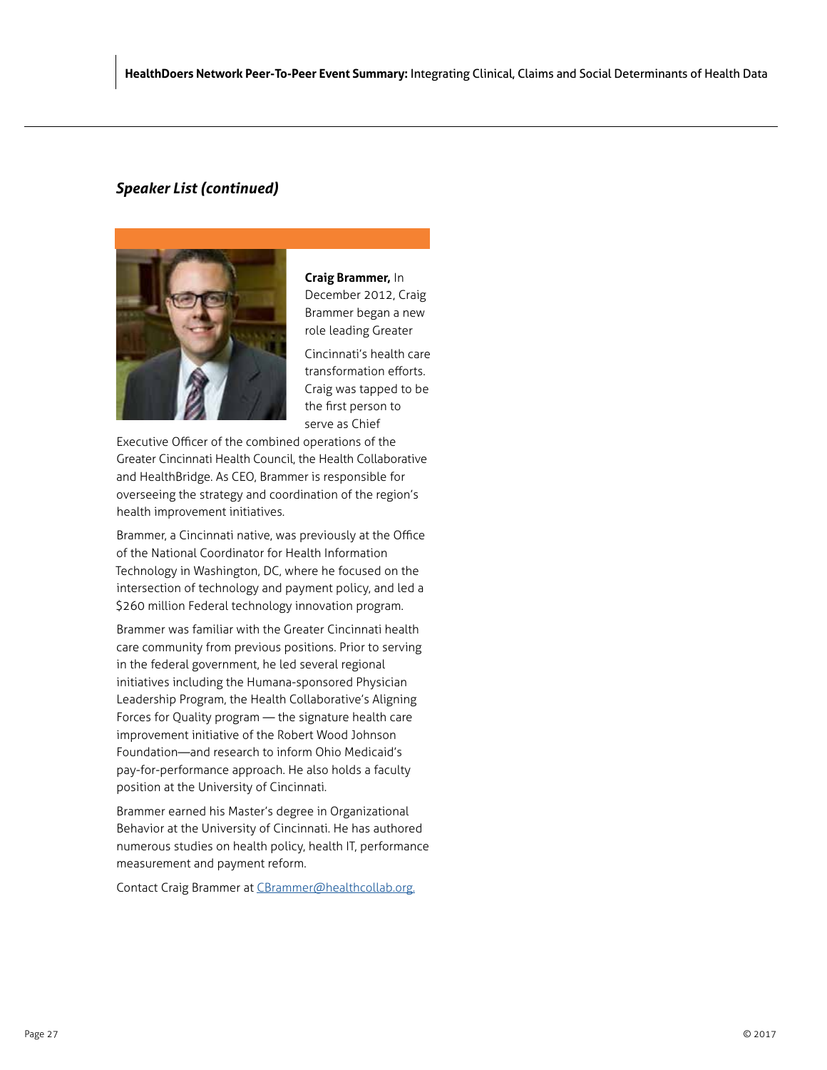### *Speaker List (continued)*

**Craig Brammer,** In December 2012, Craig Brammer began a new role leading Greater Cincinnati's health care transformation efforts. Craig was tapped to be the first person to serve as Chief Executive Officer of the combined operations of the Greater Cincinnati Health Council, the Health Collaborative and HealthBridge. As CEO, Brammer is responsible for overseeing the strategy and coordination of the region's health improvement initiatives.

Brammer, a Cincinnati native, was previously at the Office of the National Coordinator for Health Information Technology in Washington, DC, where he focused on the intersection of technology and payment policy, and led a $260 million Federal technology innovation program.

Brammer was familiar with the Greater Cincinnati health care community from previous positions. Prior to serving in the federal government, he led several regional initiatives including the Humana-sponsored Physician Leadership Program, the Health Collaborative's Aligning Forces for Quality program — the signature health care improvement initiative of the Robert Wood Johnson Foundation—and research to inform Ohio Medicaid's pay-for-performance approach. He also holds a faculty position at the University of Cincinnati.

Brammer earned his Master's degree in Organizational Behavior at the University of Cincinnati. He has authored numerous studies on health policy, health IT, performance measurement and payment reform.

Contact Craig Brammer at [CBrammer@healthcollab.org.](mailto:CBrammer@healthcollab.org)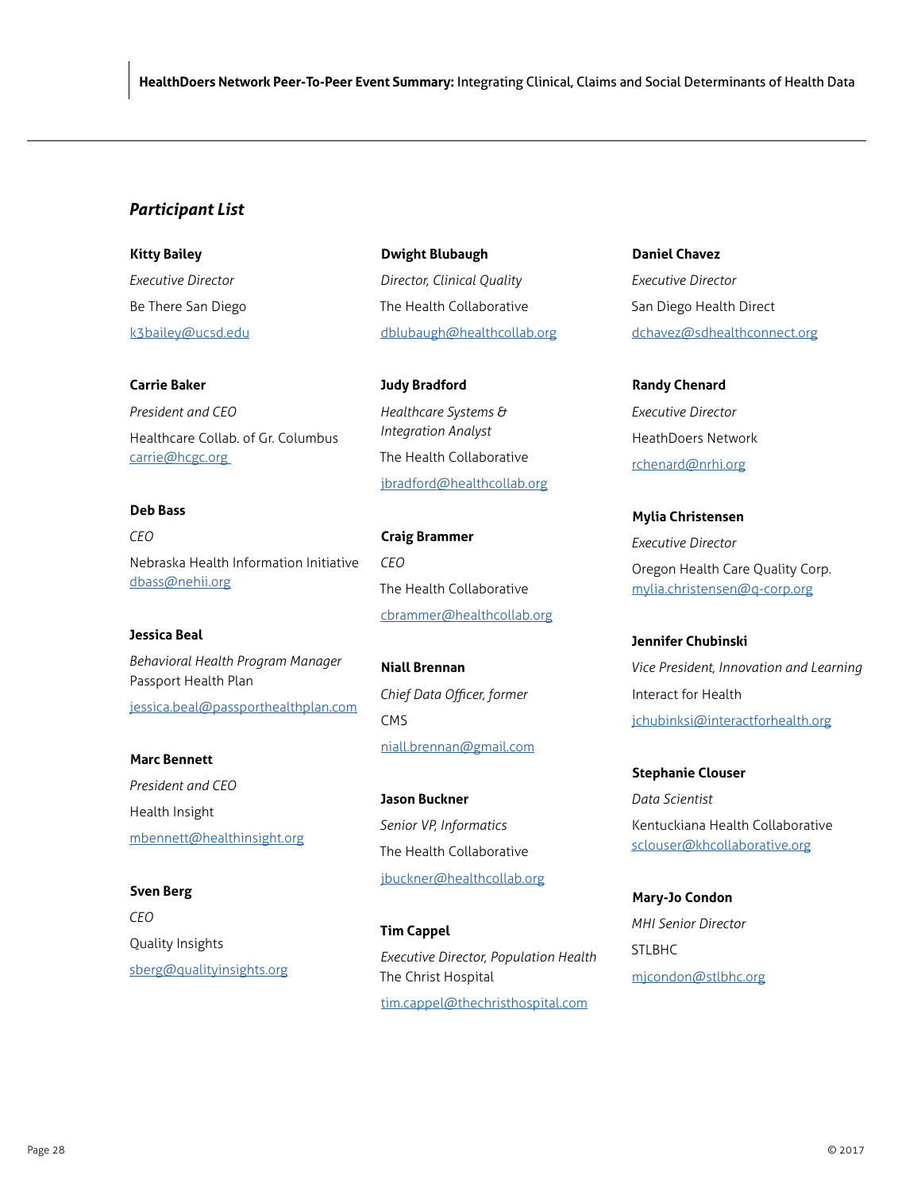### *Participant List*

**Kitty Bailey**
*Executive Director*
Be There San Diego
k3bailey@ucsd.edu

**Carrie Baker**
*President and CEO*
Healthcare Collab. of Gr. Columbus
carrie@hcgc.org

**Deb Bass**
*CEO*
Nebraska Health Information Initiative
dbass@nehii.org

**Jessica Beal**
*Behavioral Health Program Manager*
Passport Health Plan
jessica.beal@passporthealthplan.com

**Marc Bennett**
*President and CEO*
Health Insight
mbennett@healthinsight.org

**Sven Berg**
*CEO*
Quality Insights
sberg@qualityinsights.org

**Dwight Blubaugh**
*Director, Clinical Quality*
The Health Collaborative
dblubaugh@healthcollab.org

**Judy Bradford**
*Healthcare Systems & Integration Analyst*
The Health Collaborative
jbradford@healthcollab.org

**Craig Brammer**
*CEO*
The Health Collaborative
cbrammer@healthcollab.org

**Niall Brennan**
*Chief Data Officer, former*
CMS
niall.brennan@gmail.com

**Jason Buckner**
*Senior VP, Informatics*
The Health Collaborative
jbuckner@healthcollab.org

**Tim Cappel**
*Executive Director, Population Health*
The Christ Hospital
tim.cappel@thechristhospital.com

**Daniel Chavez**
*Executive Director*
San Diego Health Direct
dchavez@sdhealthconnect.org

**Randy Chenard**
*Executive Director*
HeathDoers Network
rchenard@nrhi.org

**Mylia Christensen**
*Executive Director*
Oregon Health Care Quality Corp.
mylia.christensen@q-corp.org

**Jennifer Chubinski**
*Vice President, Innovation and Learning*
Interact for Health
jchubinksi@interactforhealth.org

**Stephanie Clouser**
*Data Scientist*
Kentuckiana Health Collaborative
sclouser@khcollaborative.org

**Mary-Jo Condon**
*MHI Senior Director*
STLBHC
mjcondon@stlbhc.org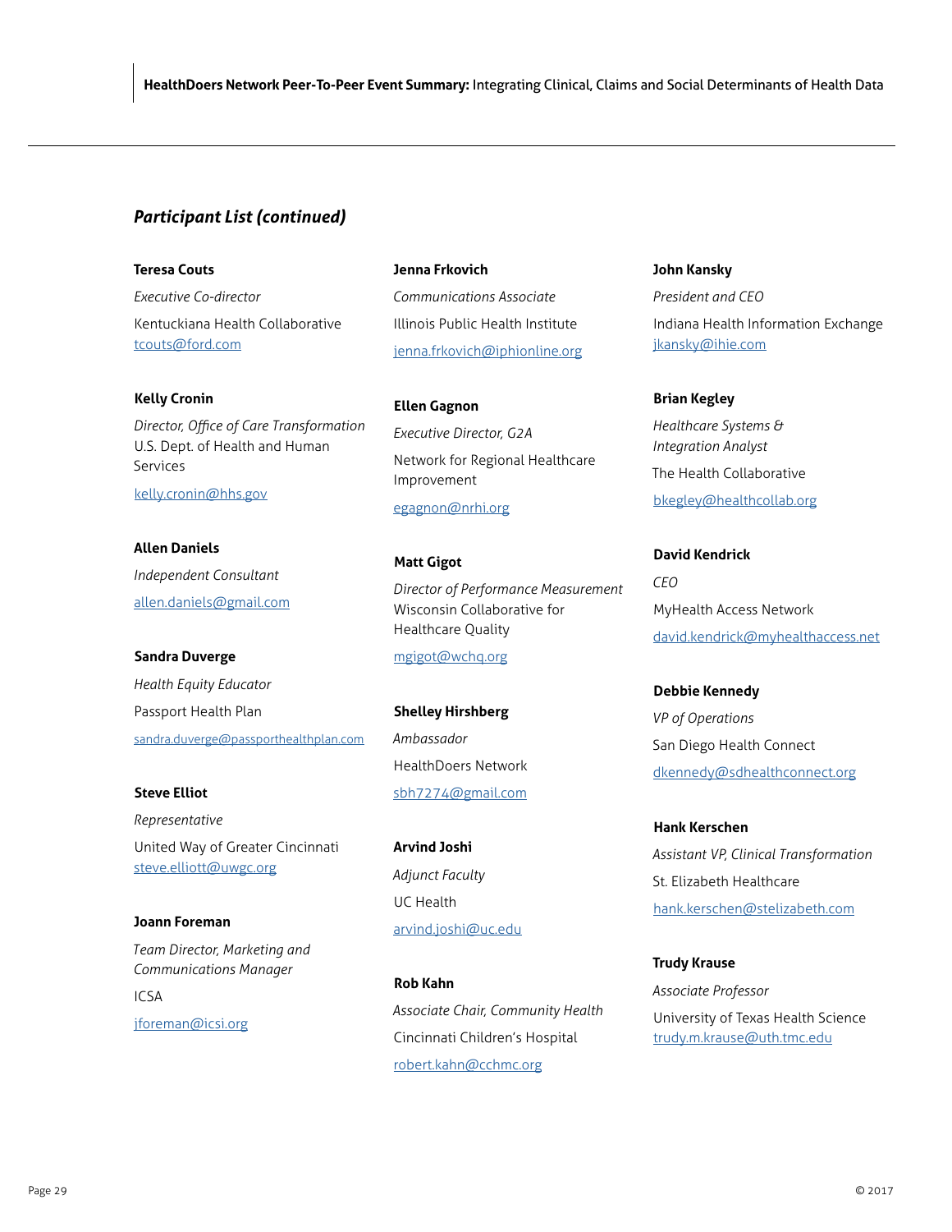## *Participant List (continued)*

**Teresa Couts**
*Executive Co-director*
Kentuckiana Health Collaborative
tcouts@ford.com

**Kelly Cronin**
*Director, Office of Care Transformation*
U.S. Dept. of Health and Human Services
kelly.cronin@hhs.gov

**Allen Daniels**
*Independent Consultant*
allen.daniels@gmail.com

**Sandra Duverge**
*Health Equity Educator*
Passport Health Plan
sandra.duverge@passporthealthplan.com

**Steve Elliot**
*Representative*
United Way of Greater Cincinnati
steve.elliott@uwgc.org

**Joann Foreman**
*Team Director, Marketing and Communications Manager*
ICSA
jforeman@icsi.org

**Jenna Frkovich**
*Communications Associate*
Illinois Public Health Institute
jenna.frkovich@iphionline.org

**Ellen Gagnon**
*Executive Director, G2A*
Network for Regional Healthcare Improvement
egagnon@nrhi.org

**Matt Gigot**
*Director of Performance Measurement*
Wisconsin Collaborative for Healthcare Quality
mgigot@wchq.org

**Shelley Hirshberg**
*Ambassador*
HealthDoers Network
sbh7274@gmail.com

**Arvind Joshi**
*Adjunct Faculty*
UC Health
arvind.joshi@uc.edu

**Rob Kahn**
*Associate Chair, Community Health*
Cincinnati Children's Hospital
robert.kahn@cchmc.org

**John Kansky**
*President and CEO*
Indiana Health Information Exchange
jkansky@ihie.com

**Brian Kegley**
*Healthcare Systems & Integration Analyst*
The Health Collaborative
bkegley@healthcollab.org

**David Kendrick**
*CEO*
MyHealth Access Network
david.kendrick@myhealthaccess.net

**Debbie Kennedy**
*VP of Operations*
San Diego Health Connect
dkennedy@sdhealthconnect.org

**Hank Kerschen**
*Assistant VP, Clinical Transformation*
St. Elizabeth Healthcare
hank.kerschen@stelizabeth.com

**Trudy Krause**
*Associate Professor*
University of Texas Health Science
trudy.m.krause@uth.tmc.edu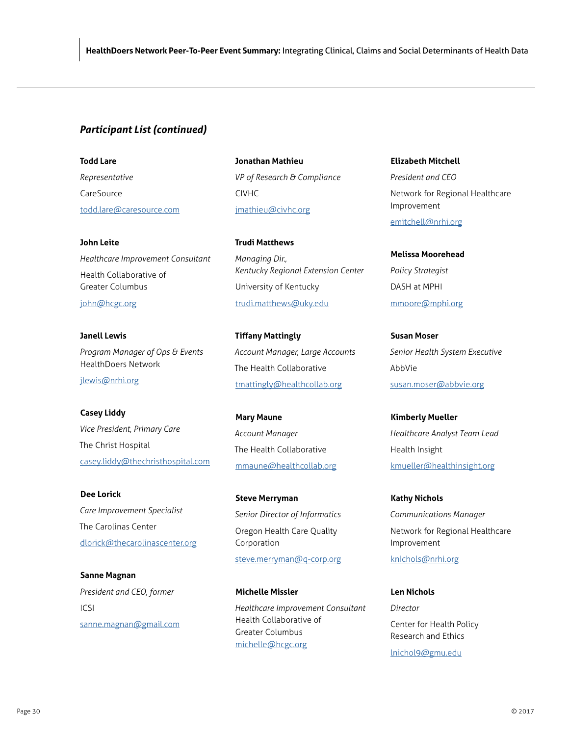### *Participant List (continued)*

**Todd Lare**
*Representative*
CareSource
todd.lare@caresource.com

**John Leite**
*Healthcare Improvement Consultant*
Health Collaborative of Greater Columbus
john@hcgc.org

**Janell Lewis**
*Program Manager of Ops & Events*
HealthDoers Network
jlewis@nrhi.org

**Casey Liddy**
*Vice President, Primary Care*
The Christ Hospital
casey.liddy@thechristhospital.com

**Dee Lorick**
*Care Improvement Specialist*
The Carolinas Center
dlorick@thecarolinascenter.org

**Sanne Magnan**
*President and CEO, former*
ICSI
sanne.magnan@gmail.com

**Jonathan Mathieu**
*VP of Research & Compliance*
CIVHC
jmathieu@civhc.org

**Trudi Matthews**
*Managing Dir., Kentucky Regional Extension Center*
University of Kentucky
trudi.matthews@uky.edu

**Tiffany Mattingly**
*Account Manager, Large Accounts*
The Health Collaborative
tmattingly@healthcollab.org

**Mary Maune**
*Account Manager*
The Health Collaborative
mmaune@healthcollab.org

**Steve Merryman**
*Senior Director of Informatics*
Oregon Health Care Quality Corporation
steve.merryman@q-corp.org

**Michelle Missler**
*Healthcare Improvement Consultant*
Health Collaborative of Greater Columbus
michelle@hcgc.org

**Elizabeth Mitchell**
*President and CEO*
Network for Regional Healthcare Improvement
emitchell@nrhi.org

**Melissa Moorehead**
*Policy Strategist*
DASH at MPHI
mmoore@mphi.org

**Susan Moser**
*Senior Health System Executive*
AbbVie
susan.moser@abbvie.org

**Kimberly Mueller**
*Healthcare Analyst Team Lead*
Health Insight
kmueller@healthinsight.org

**Kathy Nichols**
*Communications Manager*
Network for Regional Healthcare Improvement
knichols@nrhi.org

**Len Nichols**
*Director*
Center for Health Policy Research and Ethics
lnichol9@gmu.edu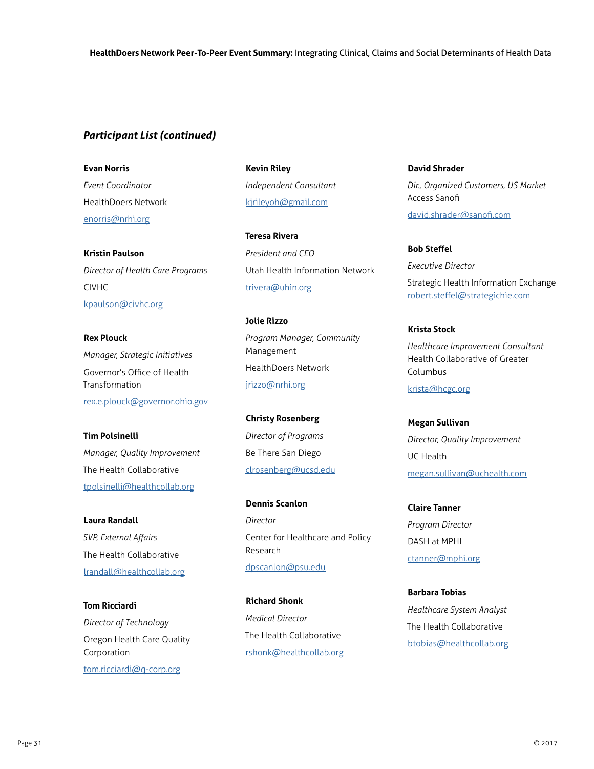### *Participant List (continued)*

**Evan Norris**
*Event Coordinator*
HealthDoers Network
enorris@nrhi.org

**Kristin Paulson**
*Director of Health Care Programs*
CIVHC
kpaulson@civhc.org

**Rex Plouck**
*Manager, Strategic Initiatives*
Governor's Office of Health Transformation
rex.e.plouck@governor.ohio.gov

**Tim Polsinelli**
*Manager, Quality Improvement*
The Health Collaborative
tpolsinelli@healthcollab.org

**Laura Randall**
*SVP, External Affairs*
The Health Collaborative
lrandall@healthcollab.org

**Tom Ricciardi**
*Director of Technology*
Oregon Health Care Quality Corporation
tom.ricciardi@q-corp.org

**Kevin Riley**
*Independent Consultant*
kjrileyoh@gmail.com

**Teresa Rivera**
*President and CEO*
Utah Health Information Network
trivera@uhin.org

**Jolie Rizzo**
*Program Manager, Community Management*
HealthDoers Network
jrizzo@nrhi.org

**Christy Rosenberg**
*Director of Programs*
Be There San Diego
clrosenberg@ucsd.edu

**Dennis Scanlon**
*Director*
Center for Healthcare and Policy Research
dpscanlon@psu.edu

**Richard Shonk**
*Medical Director*
The Health Collaborative
rshonk@healthcollab.org

**David Shrader**
*Dir., Organized Customers, US Market* Access Sanofi
david.shrader@sanofi.com

**Bob Steffel**
*Executive Director*
Strategic Health Information Exchange
robert.steffel@strategichie.com

**Krista Stock**
*Healthcare Improvement Consultant*
Health Collaborative of Greater Columbus
krista@hcgc.org

**Megan Sullivan**
*Director, Quality Improvement*
UC Health
megan.sullivan@uchealth.com

**Claire Tanner**
*Program Director*
DASH at MPHI
ctanner@mphi.org

**Barbara Tobias**
*Healthcare System Analyst*
The Health Collaborative
btobias@healthcollab.org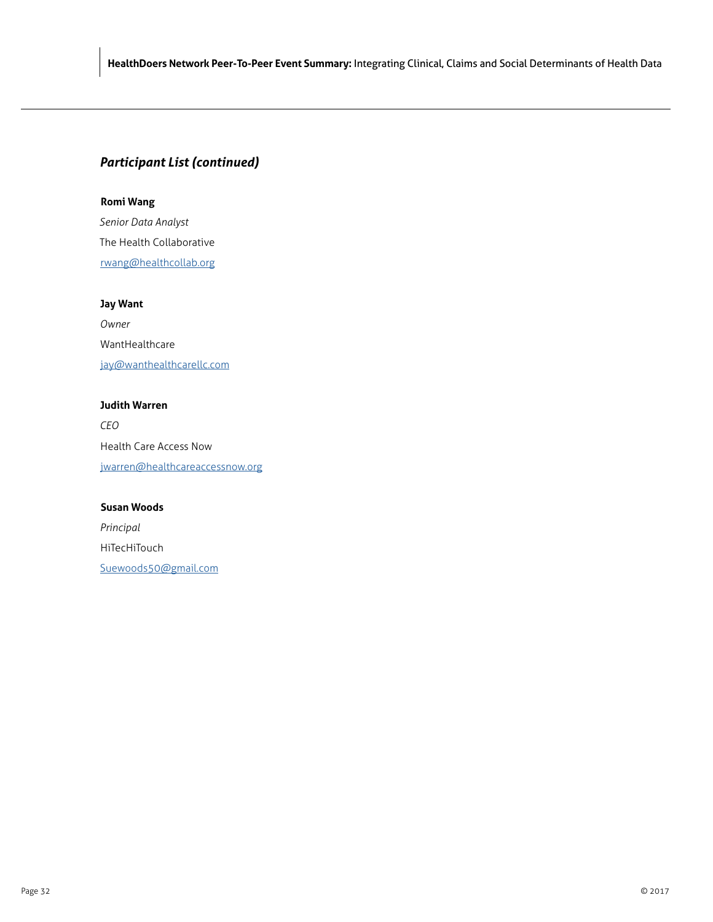## *Participant List (continued)*

**Romi Wang**

*Senior Data Analyst*

The Health Collaborative

rwang@healthcollab.org

**Jay Want**

*Owner*

WantHealthcare

jay@wanthealthcarellc.com

**Judith Warren**

*CEO*

Health Care Access Now

jwarren@healthcareaccessnow.org

**Susan Woods**

*Principal*

HiTecHiTouch

Suewoods50@gmail.com